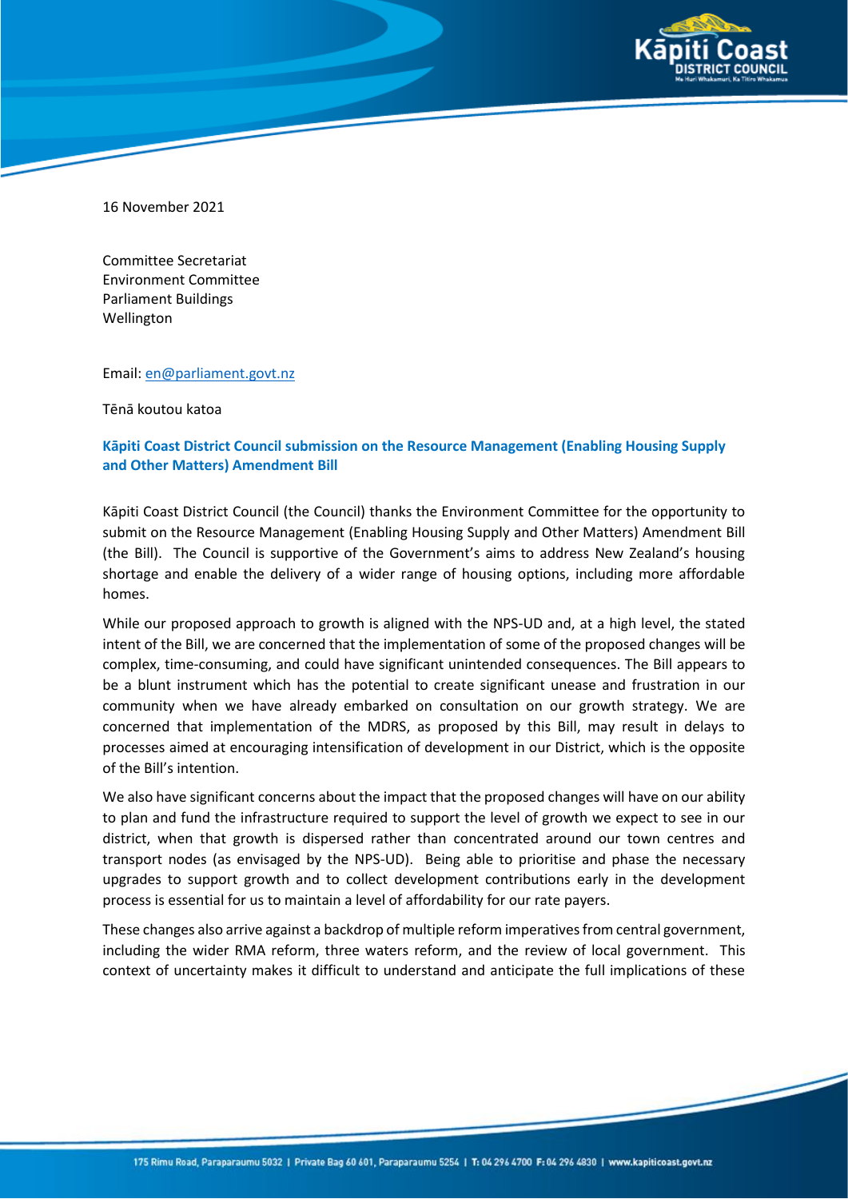16 November 2021

Committee Secretariat
Environment Committee
Parliament Buildings
Wellington

Email: en@parliament.govt.nz

Tēnā koutou katoa

**Kāpiti Coast District Council submission on the Resource Management (Enabling Housing Supply and Other Matters) Amendment Bill**

Kāpiti Coast District Council (the Council) thanks the Environment Committee for the opportunity to submit on the Resource Management (Enabling Housing Supply and Other Matters) Amendment Bill (the Bill). The Council is supportive of the Government's aims to address New Zealand's housing shortage and enable the delivery of a wider range of housing options, including more affordable homes.

While our proposed approach to growth is aligned with the NPS-UD and, at a high level, the stated intent of the Bill, we are concerned that the implementation of some of the proposed changes will be complex, time-consuming, and could have significant unintended consequences. The Bill appears to be a blunt instrument which has the potential to create significant unease and frustration in our community when we have already embarked on consultation on our growth strategy. We are concerned that implementation of the MDRS, as proposed by this Bill, may result in delays to processes aimed at encouraging intensification of development in our District, which is the opposite of the Bill's intention.

We also have significant concerns about the impact that the proposed changes will have on our ability to plan and fund the infrastructure required to support the level of growth we expect to see in our district, when that growth is dispersed rather than concentrated around our town centres and transport nodes (as envisaged by the NPS-UD). Being able to prioritise and phase the necessary upgrades to support growth and to collect development contributions early in the development process is essential for us to maintain a level of affordability for our rate payers.

These changes also arrive against a backdrop of multiple reform imperatives from central government, including the wider RMA reform, three waters reform, and the review of local government. This context of uncertainty makes it difficult to understand and anticipate the full implications of these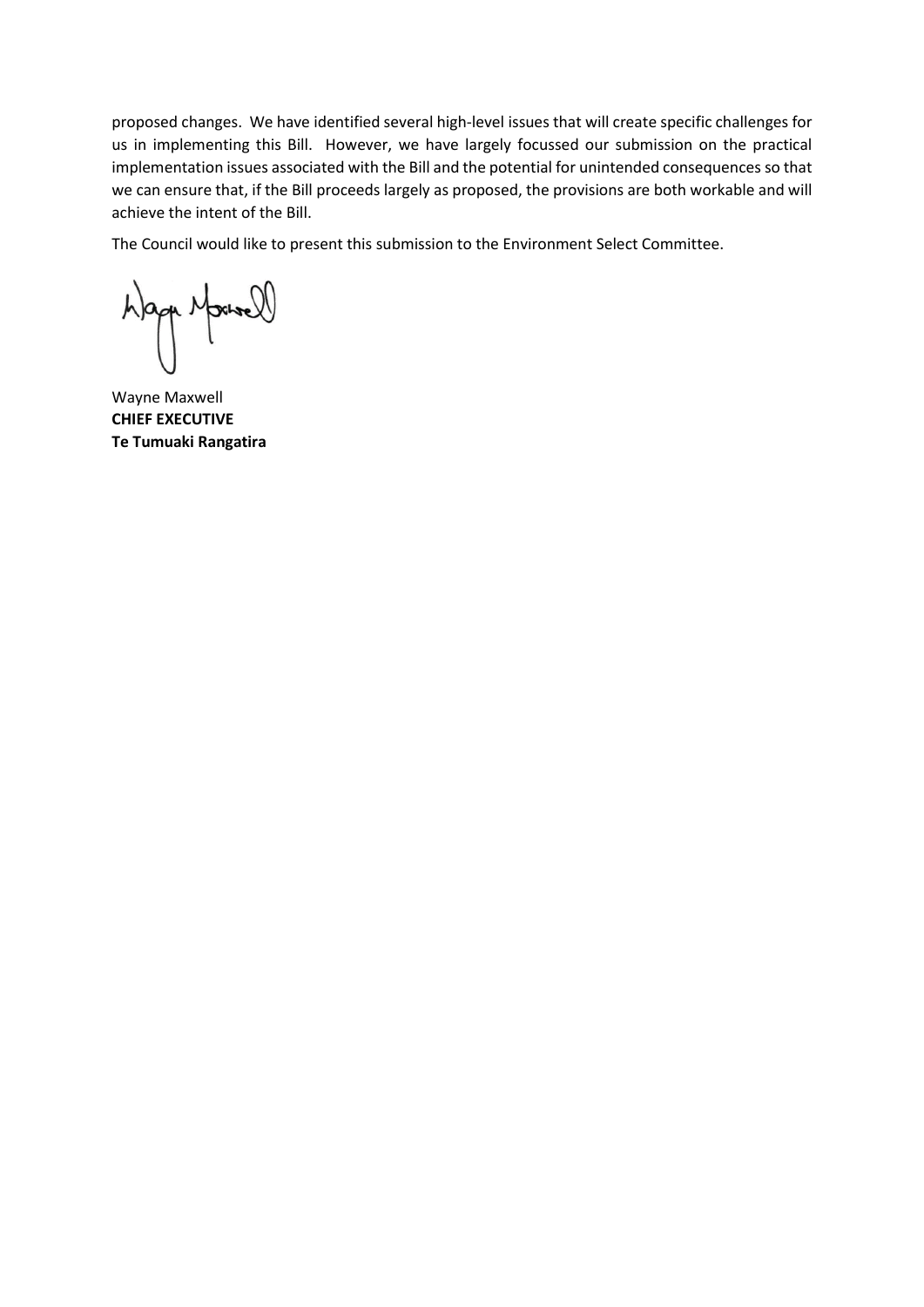proposed changes. We have identified several high-level issues that will create specific challenges for us in implementing this Bill. However, we have largely focussed our submission on the practical implementation issues associated with the Bill and the potential for unintended consequences so that we can ensure that, if the Bill proceeds largely as proposed, the provisions are both workable and will achieve the intent of the Bill.

The Council would like to present this submission to the Environment Select Committee.

Wayne Maxwell
**CHIEF EXECUTIVE**
**Te Tumuaki Rangatira**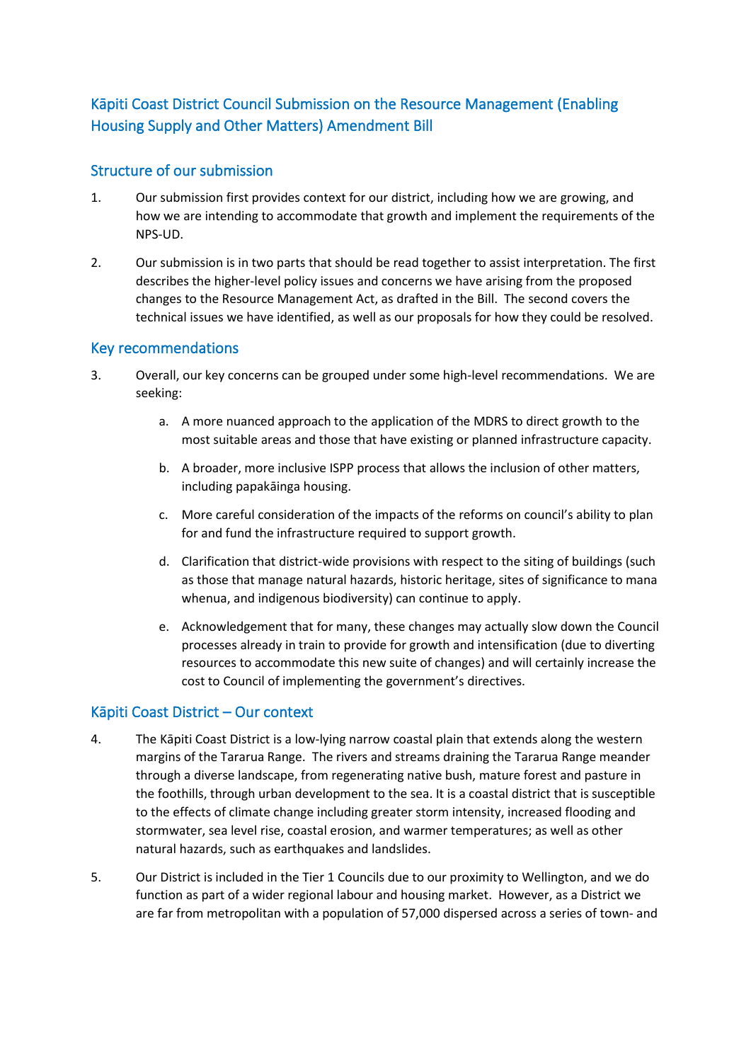# Kāpiti Coast District Council Submission on the Resource Management (Enabling Housing Supply and Other Matters) Amendment Bill

## Structure of our submission

1. Our submission first provides context for our district, including how we are growing, and how we are intending to accommodate that growth and implement the requirements of the NPS-UD.

2. Our submission is in two parts that should be read together to assist interpretation. The first describes the higher-level policy issues and concerns we have arising from the proposed changes to the Resource Management Act, as drafted in the Bill. The second covers the technical issues we have identified, as well as our proposals for how they could be resolved.

## Key recommendations

3. Overall, our key concerns can be grouped under some high-level recommendations. We are seeking:

   a. A more nuanced approach to the application of the MDRS to direct growth to the most suitable areas and those that have existing or planned infrastructure capacity.

   b. A broader, more inclusive ISPP process that allows the inclusion of other matters, including papakāinga housing.

   c. More careful consideration of the impacts of the reforms on council's ability to plan for and fund the infrastructure required to support growth.

   d. Clarification that district-wide provisions with respect to the siting of buildings (such as those that manage natural hazards, historic heritage, sites of significance to mana whenua, and indigenous biodiversity) can continue to apply.

   e. Acknowledgement that for many, these changes may actually slow down the Council processes already in train to provide for growth and intensification (due to diverting resources to accommodate this new suite of changes) and will certainly increase the cost to Council of implementing the government's directives.

## Kāpiti Coast District – Our context

4. The Kāpiti Coast District is a low-lying narrow coastal plain that extends along the western margins of the Tararua Range. The rivers and streams draining the Tararua Range meander through a diverse landscape, from regenerating native bush, mature forest and pasture in the foothills, through urban development to the sea. It is a coastal district that is susceptible to the effects of climate change including greater storm intensity, increased flooding and stormwater, sea level rise, coastal erosion, and warmer temperatures; as well as other natural hazards, such as earthquakes and landslides.

5. Our District is included in the Tier 1 Councils due to our proximity to Wellington, and we do function as part of a wider regional labour and housing market. However, as a District we are far from metropolitan with a population of 57,000 dispersed across a series of town- and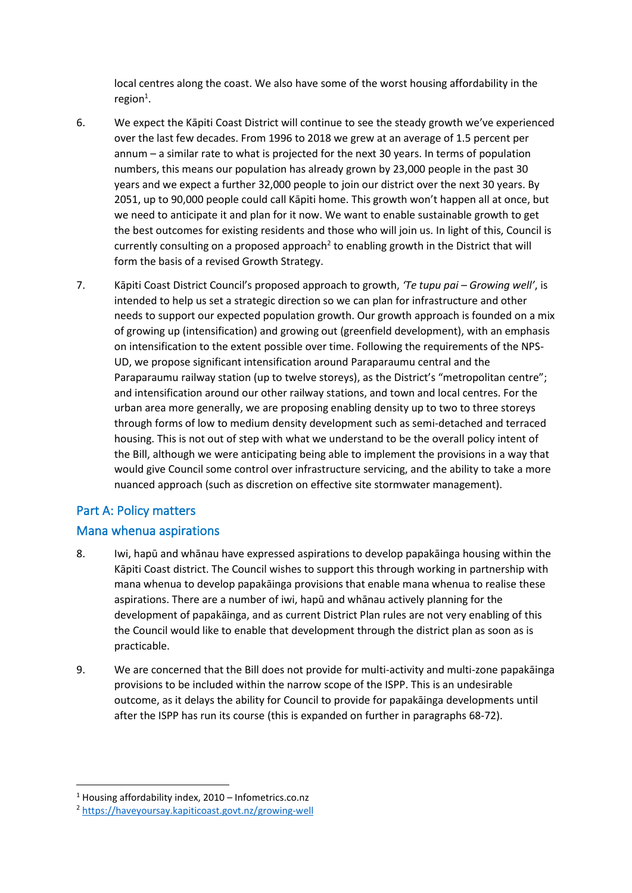local centres along the coast. We also have some of the worst housing affordability in the region[1].

6. We expect the Kāpiti Coast District will continue to see the steady growth we've experienced over the last few decades. From 1996 to 2018 we grew at an average of 1.5 percent per annum – a similar rate to what is projected for the next 30 years. In terms of population numbers, this means our population has already grown by 23,000 people in the past 30 years and we expect a further 32,000 people to join our district over the next 30 years. By 2051, up to 90,000 people could call Kāpiti home. This growth won't happen all at once, but we need to anticipate it and plan for it now. We want to enable sustainable growth to get the best outcomes for existing residents and those who will join us. In light of this, Council is currently consulting on a proposed approach[2] to enabling growth in the District that will form the basis of a revised Growth Strategy.

7. Kāpiti Coast District Council's proposed approach to growth, *'Te tupu pai – Growing well'*, is intended to help us set a strategic direction so we can plan for infrastructure and other needs to support our expected population growth. Our growth approach is founded on a mix of growing up (intensification) and growing out (greenfield development), with an emphasis on intensification to the extent possible over time. Following the requirements of the NPS-UD, we propose significant intensification around Paraparaumu central and the Paraparaumu railway station (up to twelve storeys), as the District's "metropolitan centre"; and intensification around our other railway stations, and town and local centres. For the urban area more generally, we are proposing enabling density up to two to three storeys through forms of low to medium density development such as semi-detached and terraced housing. This is not out of step with what we understand to be the overall policy intent of the Bill, although we were anticipating being able to implement the provisions in a way that would give Council some control over infrastructure servicing, and the ability to take a more nuanced approach (such as discretion on effective site stormwater management).

## Part A: Policy matters

### Mana whenua aspirations

8. Iwi, hapū and whānau have expressed aspirations to develop papakāinga housing within the Kāpiti Coast district. The Council wishes to support this through working in partnership with mana whenua to develop papakāinga provisions that enable mana whenua to realise these aspirations. There are a number of iwi, hapū and whānau actively planning for the development of papakāinga, and as current District Plan rules are not very enabling of this the Council would like to enable that development through the district plan as soon as is practicable.

9. We are concerned that the Bill does not provide for multi-activity and multi-zone papakāinga provisions to be included within the narrow scope of the ISPP. This is an undesirable outcome, as it delays the ability for Council to provide for papakāinga developments until after the ISPP has run its course (this is expanded on further in paragraphs 68-72).

---

[1] Housing affordability index, 2010 – Infometrics.co.nz

[2] https://haveyoursay.kapiticoast.govt.nz/growing-well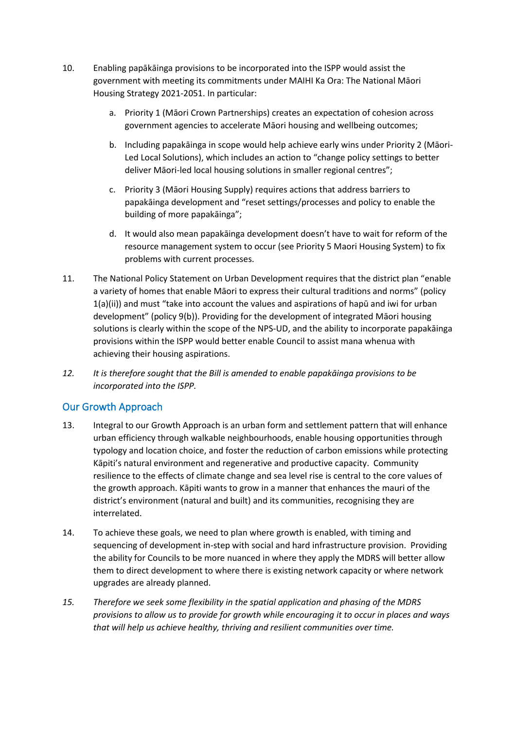10. Enabling papākāinga provisions to be incorporated into the ISPP would assist the government with meeting its commitments under MAIHI Ka Ora: The National Māori Housing Strategy 2021-2051. In particular:

    a. Priority 1 (Māori Crown Partnerships) creates an expectation of cohesion across government agencies to accelerate Māori housing and wellbeing outcomes;

    b. Including papakāinga in scope would help achieve early wins under Priority 2 (Māori-Led Local Solutions), which includes an action to "change policy settings to better deliver Māori-led local housing solutions in smaller regional centres";

    c. Priority 3 (Māori Housing Supply) requires actions that address barriers to papakāinga development and "reset settings/processes and policy to enable the building of more papakāinga";

    d. It would also mean papakāinga development doesn't have to wait for reform of the resource management system to occur (see Priority 5 Maori Housing System) to fix problems with current processes.

11. The National Policy Statement on Urban Development requires that the district plan "enable a variety of homes that enable Māori to express their cultural traditions and norms" (policy 1(a)(ii)) and must "take into account the values and aspirations of hapū and iwi for urban development" (policy 9(b)). Providing for the development of integrated Māori housing solutions is clearly within the scope of the NPS-UD, and the ability to incorporate papakāinga provisions within the ISPP would better enable Council to assist mana whenua with achieving their housing aspirations.

12. *It is therefore sought that the Bill is amended to enable papakāinga provisions to be incorporated into the ISPP.*

## Our Growth Approach

13. Integral to our Growth Approach is an urban form and settlement pattern that will enhance urban efficiency through walkable neighbourhoods, enable housing opportunities through typology and location choice, and foster the reduction of carbon emissions while protecting Kāpiti's natural environment and regenerative and productive capacity. Community resilience to the effects of climate change and sea level rise is central to the core values of the growth approach. Kāpiti wants to grow in a manner that enhances the mauri of the district's environment (natural and built) and its communities, recognising they are interrelated.

14. To achieve these goals, we need to plan where growth is enabled, with timing and sequencing of development in-step with social and hard infrastructure provision. Providing the ability for Councils to be more nuanced in where they apply the MDRS will better allow them to direct development to where there is existing network capacity or where network upgrades are already planned.

15. *Therefore we seek some flexibility in the spatial application and phasing of the MDRS provisions to allow us to provide for growth while encouraging it to occur in places and ways that will help us achieve healthy, thriving and resilient communities over time.*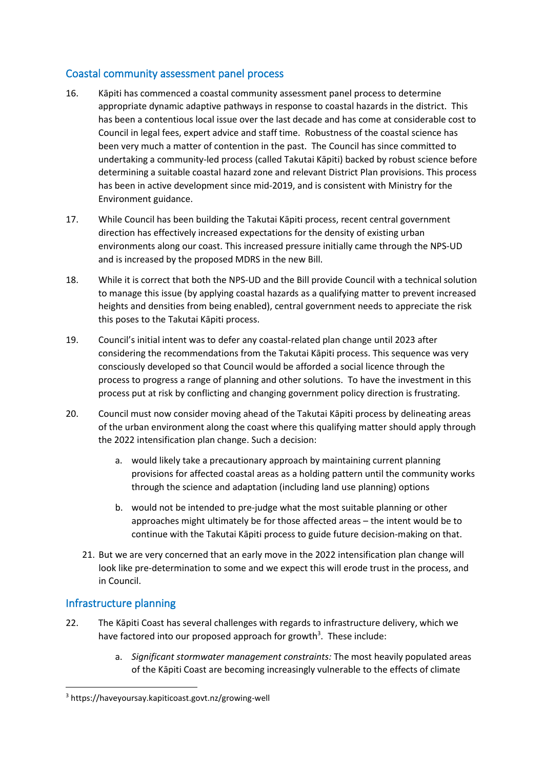## Coastal community assessment panel process

16. Kāpiti has commenced a coastal community assessment panel process to determine appropriate dynamic adaptive pathways in response to coastal hazards in the district. This has been a contentious local issue over the last decade and has come at considerable cost to Council in legal fees, expert advice and staff time. Robustness of the coastal science has been very much a matter of contention in the past. The Council has since committed to undertaking a community-led process (called Takutai Kāpiti) backed by robust science before determining a suitable coastal hazard zone and relevant District Plan provisions. This process has been in active development since mid-2019, and is consistent with Ministry for the Environment guidance.

17. While Council has been building the Takutai Kāpiti process, recent central government direction has effectively increased expectations for the density of existing urban environments along our coast. This increased pressure initially came through the NPS-UD and is increased by the proposed MDRS in the new Bill.

18. While it is correct that both the NPS-UD and the Bill provide Council with a technical solution to manage this issue (by applying coastal hazards as a qualifying matter to prevent increased heights and densities from being enabled), central government needs to appreciate the risk this poses to the Takutai Kāpiti process.

19. Council's initial intent was to defer any coastal-related plan change until 2023 after considering the recommendations from the Takutai Kāpiti process. This sequence was very consciously developed so that Council would be afforded a social licence through the process to progress a range of planning and other solutions. To have the investment in this process put at risk by conflicting and changing government policy direction is frustrating.

20. Council must now consider moving ahead of the Takutai Kāpiti process by delineating areas of the urban environment along the coast where this qualifying matter should apply through the 2022 intensification plan change. Such a decision:

    a. would likely take a precautionary approach by maintaining current planning provisions for affected coastal areas as a holding pattern until the community works through the science and adaptation (including land use planning) options

    b. would not be intended to pre-judge what the most suitable planning or other approaches might ultimately be for those affected areas – the intent would be to continue with the Takutai Kāpiti process to guide future decision-making on that.

21. But we are very concerned that an early move in the 2022 intensification plan change will look like pre-determination to some and we expect this will erode trust in the process, and in Council.

## Infrastructure planning

22. The Kāpiti Coast has several challenges with regards to infrastructure delivery, which we have factored into our proposed approach for growth[3]. These include:

    a. *Significant stormwater management constraints:* The most heavily populated areas of the Kāpiti Coast are becoming increasingly vulnerable to the effects of climate

[3] https://haveyoursay.kapiticoast.govt.nz/growing-well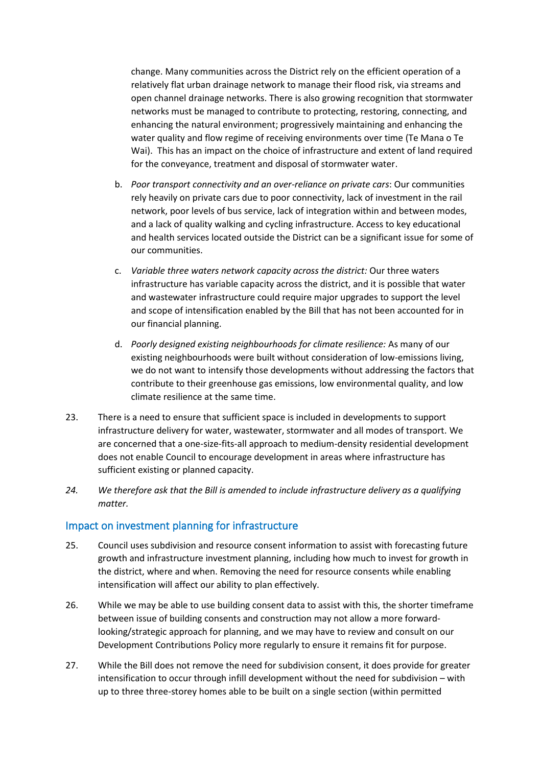change. Many communities across the District rely on the efficient operation of a relatively flat urban drainage network to manage their flood risk, via streams and open channel drainage networks. There is also growing recognition that stormwater networks must be managed to contribute to protecting, restoring, connecting, and enhancing the natural environment; progressively maintaining and enhancing the water quality and flow regime of receiving environments over time (Te Mana o Te Wai). This has an impact on the choice of infrastructure and extent of land required for the conveyance, treatment and disposal of stormwater water.

b. *Poor transport connectivity and an over-reliance on private cars*: Our communities rely heavily on private cars due to poor connectivity, lack of investment in the rail network, poor levels of bus service, lack of integration within and between modes, and a lack of quality walking and cycling infrastructure. Access to key educational and health services located outside the District can be a significant issue for some of our communities.

c. *Variable three waters network capacity across the district:* Our three waters infrastructure has variable capacity across the district, and it is possible that water and wastewater infrastructure could require major upgrades to support the level and scope of intensification enabled by the Bill that has not been accounted for in our financial planning.

d. *Poorly designed existing neighbourhoods for climate resilience:* As many of our existing neighbourhoods were built without consideration of low-emissions living, we do not want to intensify those developments without addressing the factors that contribute to their greenhouse gas emissions, low environmental quality, and low climate resilience at the same time.

23. There is a need to ensure that sufficient space is included in developments to support infrastructure delivery for water, wastewater, stormwater and all modes of transport. We are concerned that a one-size-fits-all approach to medium-density residential development does not enable Council to encourage development in areas where infrastructure has sufficient existing or planned capacity.

*24. We therefore ask that the Bill is amended to include infrastructure delivery as a qualifying matter.*

## Impact on investment planning for infrastructure

25. Council uses subdivision and resource consent information to assist with forecasting future growth and infrastructure investment planning, including how much to invest for growth in the district, where and when. Removing the need for resource consents while enabling intensification will affect our ability to plan effectively.

26. While we may be able to use building consent data to assist with this, the shorter timeframe between issue of building consents and construction may not allow a more forward-looking/strategic approach for planning, and we may have to review and consult on our Development Contributions Policy more regularly to ensure it remains fit for purpose.

27. While the Bill does not remove the need for subdivision consent, it does provide for greater intensification to occur through infill development without the need for subdivision – with up to three three-storey homes able to be built on a single section (within permitted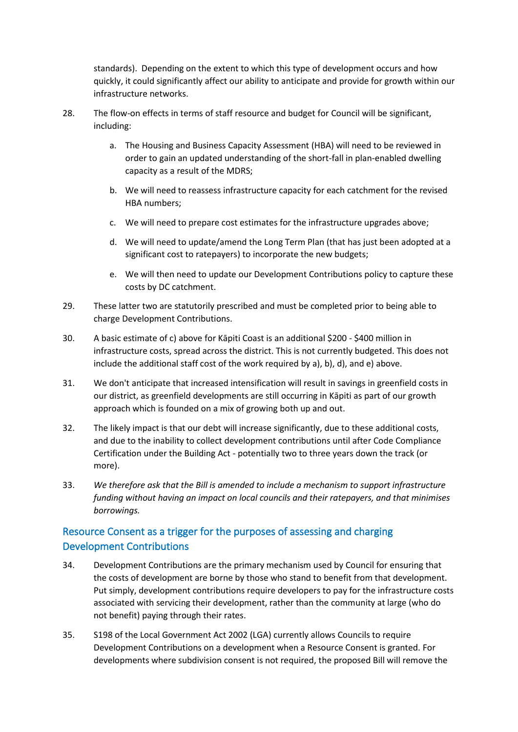standards). Depending on the extent to which this type of development occurs and how quickly, it could significantly affect our ability to anticipate and provide for growth within our infrastructure networks.

28. The flow-on effects in terms of staff resource and budget for Council will be significant, including:

    a. The Housing and Business Capacity Assessment (HBA) will need to be reviewed in order to gain an updated understanding of the short-fall in plan-enabled dwelling capacity as a result of the MDRS;

    b. We will need to reassess infrastructure capacity for each catchment for the revised HBA numbers;

    c. We will need to prepare cost estimates for the infrastructure upgrades above;

    d. We will need to update/amend the Long Term Plan (that has just been adopted at a significant cost to ratepayers) to incorporate the new budgets;

    e. We will then need to update our Development Contributions policy to capture these costs by DC catchment.

29. These latter two are statutorily prescribed and must be completed prior to being able to charge Development Contributions.

30. A basic estimate of c) above for Kāpiti Coast is an additional $200 - $400 million in infrastructure costs, spread across the district. This is not currently budgeted. This does not include the additional staff cost of the work required by a), b), d), and e) above.

31. We don't anticipate that increased intensification will result in savings in greenfield costs in our district, as greenfield developments are still occurring in Kāpiti as part of our growth approach which is founded on a mix of growing both up and out.

32. The likely impact is that our debt will increase significantly, due to these additional costs, and due to the inability to collect development contributions until after Code Compliance Certification under the Building Act - potentially two to three years down the track (or more).

33. *We therefore ask that the Bill is amended to include a mechanism to support infrastructure funding without having an impact on local councils and their ratepayers, and that minimises borrowings.*

## Resource Consent as a trigger for the purposes of assessing and charging Development Contributions

34. Development Contributions are the primary mechanism used by Council for ensuring that the costs of development are borne by those who stand to benefit from that development. Put simply, development contributions require developers to pay for the infrastructure costs associated with servicing their development, rather than the community at large (who do not benefit) paying through their rates.

35. S198 of the Local Government Act 2002 (LGA) currently allows Councils to require Development Contributions on a development when a Resource Consent is granted. For developments where subdivision consent is not required, the proposed Bill will remove the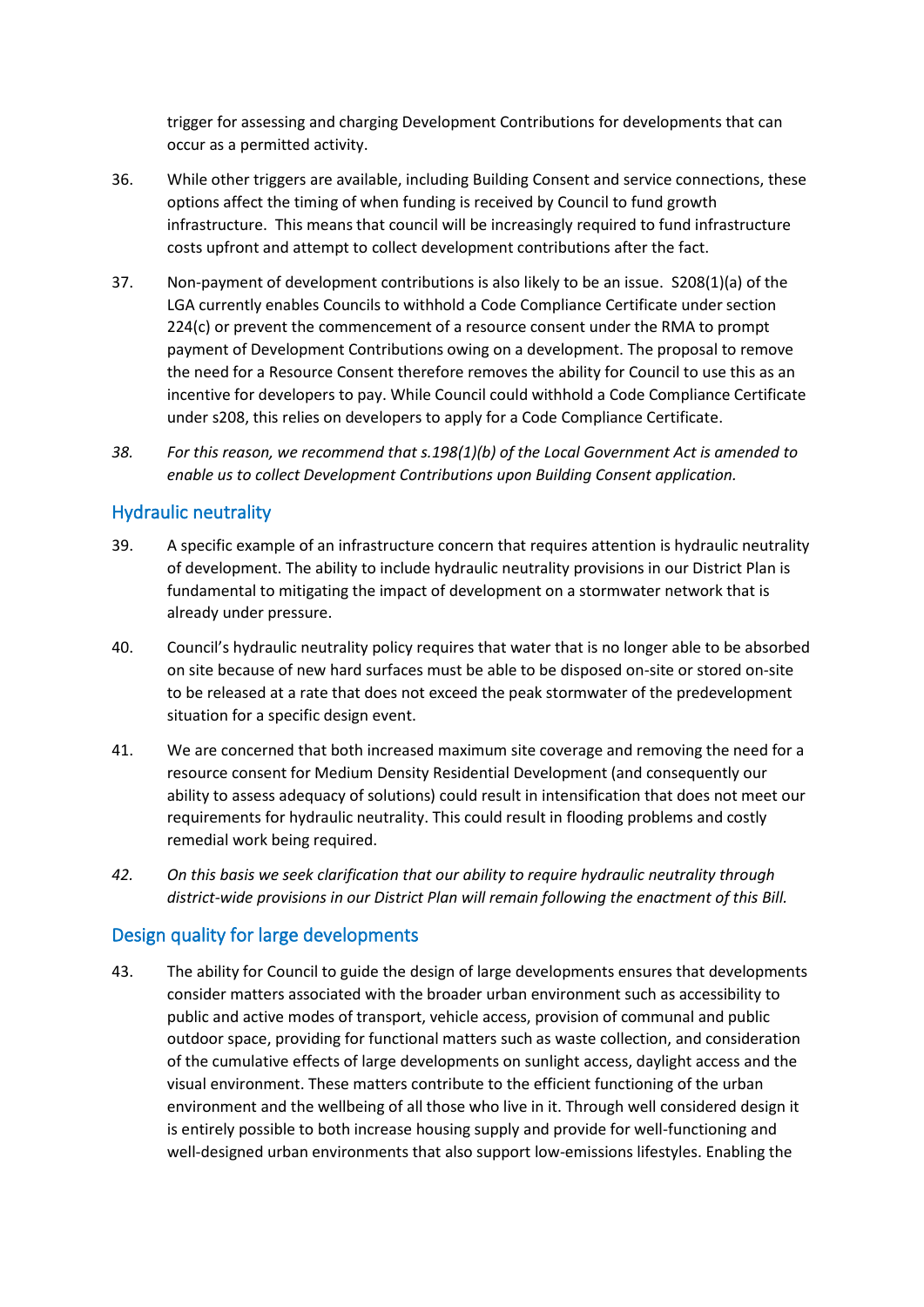trigger for assessing and charging Development Contributions for developments that can occur as a permitted activity.

36. While other triggers are available, including Building Consent and service connections, these options affect the timing of when funding is received by Council to fund growth infrastructure. This means that council will be increasingly required to fund infrastructure costs upfront and attempt to collect development contributions after the fact.

37. Non-payment of development contributions is also likely to be an issue. S208(1)(a) of the LGA currently enables Councils to withhold a Code Compliance Certificate under section 224(c) or prevent the commencement of a resource consent under the RMA to prompt payment of Development Contributions owing on a development. The proposal to remove the need for a Resource Consent therefore removes the ability for Council to use this as an incentive for developers to pay. While Council could withhold a Code Compliance Certificate under s208, this relies on developers to apply for a Code Compliance Certificate.

*38. For this reason, we recommend that s.198(1)(b) of the Local Government Act is amended to enable us to collect Development Contributions upon Building Consent application.*

## Hydraulic neutrality

39. A specific example of an infrastructure concern that requires attention is hydraulic neutrality of development. The ability to include hydraulic neutrality provisions in our District Plan is fundamental to mitigating the impact of development on a stormwater network that is already under pressure.

40. Council's hydraulic neutrality policy requires that water that is no longer able to be absorbed on site because of new hard surfaces must be able to be disposed on-site or stored on-site to be released at a rate that does not exceed the peak stormwater of the predevelopment situation for a specific design event.

41. We are concerned that both increased maximum site coverage and removing the need for a resource consent for Medium Density Residential Development (and consequently our ability to assess adequacy of solutions) could result in intensification that does not meet our requirements for hydraulic neutrality. This could result in flooding problems and costly remedial work being required.

*42. On this basis we seek clarification that our ability to require hydraulic neutrality through district-wide provisions in our District Plan will remain following the enactment of this Bill.*

## Design quality for large developments

43. The ability for Council to guide the design of large developments ensures that developments consider matters associated with the broader urban environment such as accessibility to public and active modes of transport, vehicle access, provision of communal and public outdoor space, providing for functional matters such as waste collection, and consideration of the cumulative effects of large developments on sunlight access, daylight access and the visual environment. These matters contribute to the efficient functioning of the urban environment and the wellbeing of all those who live in it. Through well considered design it is entirely possible to both increase housing supply and provide for well-functioning and well-designed urban environments that also support low-emissions lifestyles. Enabling the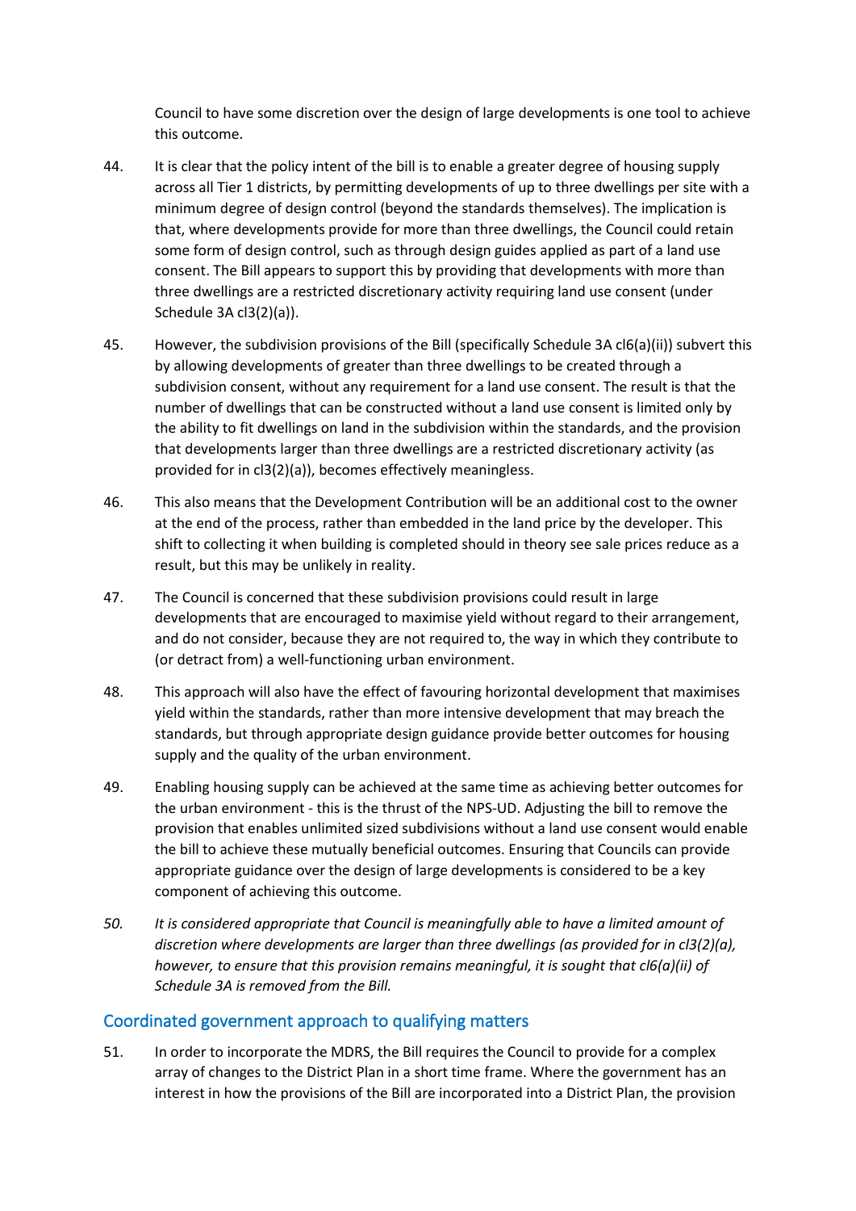Council to have some discretion over the design of large developments is one tool to achieve this outcome.

44. It is clear that the policy intent of the bill is to enable a greater degree of housing supply across all Tier 1 districts, by permitting developments of up to three dwellings per site with a minimum degree of design control (beyond the standards themselves). The implication is that, where developments provide for more than three dwellings, the Council could retain some form of design control, such as through design guides applied as part of a land use consent. The Bill appears to support this by providing that developments with more than three dwellings are a restricted discretionary activity requiring land use consent (under Schedule 3A cl3(2)(a)).

45. However, the subdivision provisions of the Bill (specifically Schedule 3A cl6(a)(ii)) subvert this by allowing developments of greater than three dwellings to be created through a subdivision consent, without any requirement for a land use consent. The result is that the number of dwellings that can be constructed without a land use consent is limited only by the ability to fit dwellings on land in the subdivision within the standards, and the provision that developments larger than three dwellings are a restricted discretionary activity (as provided for in cl3(2)(a)), becomes effectively meaningless.

46. This also means that the Development Contribution will be an additional cost to the owner at the end of the process, rather than embedded in the land price by the developer. This shift to collecting it when building is completed should in theory see sale prices reduce as a result, but this may be unlikely in reality.

47. The Council is concerned that these subdivision provisions could result in large developments that are encouraged to maximise yield without regard to their arrangement, and do not consider, because they are not required to, the way in which they contribute to (or detract from) a well-functioning urban environment.

48. This approach will also have the effect of favouring horizontal development that maximises yield within the standards, rather than more intensive development that may breach the standards, but through appropriate design guidance provide better outcomes for housing supply and the quality of the urban environment.

49. Enabling housing supply can be achieved at the same time as achieving better outcomes for the urban environment - this is the thrust of the NPS-UD. Adjusting the bill to remove the provision that enables unlimited sized subdivisions without a land use consent would enable the bill to achieve these mutually beneficial outcomes. Ensuring that Councils can provide appropriate guidance over the design of large developments is considered to be a key component of achieving this outcome.

*50. It is considered appropriate that Council is meaningfully able to have a limited amount of discretion where developments are larger than three dwellings (as provided for in cl3(2)(a), however, to ensure that this provision remains meaningful, it is sought that cl6(a)(ii) of Schedule 3A is removed from the Bill.*

## Coordinated government approach to qualifying matters

51. In order to incorporate the MDRS, the Bill requires the Council to provide for a complex array of changes to the District Plan in a short time frame. Where the government has an interest in how the provisions of the Bill are incorporated into a District Plan, the provision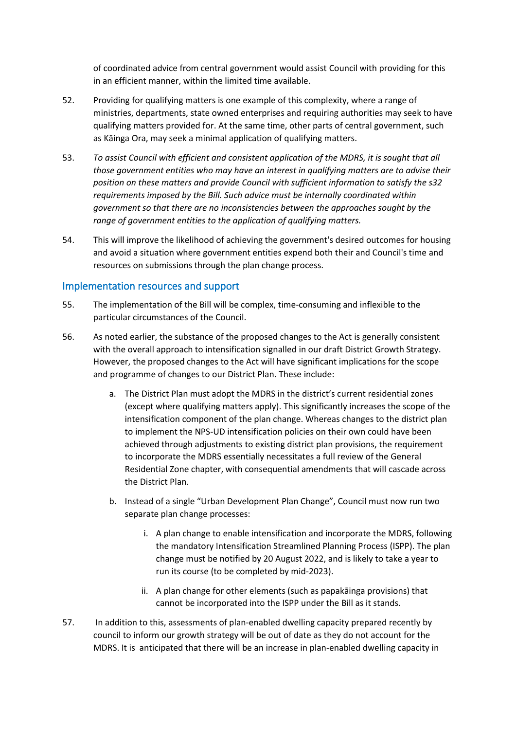of coordinated advice from central government would assist Council with providing for this in an efficient manner, within the limited time available.

52. Providing for qualifying matters is one example of this complexity, where a range of ministries, departments, state owned enterprises and requiring authorities may seek to have qualifying matters provided for. At the same time, other parts of central government, such as Kāinga Ora, may seek a minimal application of qualifying matters.

53. *To assist Council with efficient and consistent application of the MDRS, it is sought that all those government entities who may have an interest in qualifying matters are to advise their position on these matters and provide Council with sufficient information to satisfy the s32 requirements imposed by the Bill. Such advice must be internally coordinated within government so that there are no inconsistencies between the approaches sought by the range of government entities to the application of qualifying matters.*

54. This will improve the likelihood of achieving the government's desired outcomes for housing and avoid a situation where government entities expend both their and Council's time and resources on submissions through the plan change process.

## Implementation resources and support

55. The implementation of the Bill will be complex, time-consuming and inflexible to the particular circumstances of the Council.

56. As noted earlier, the substance of the proposed changes to the Act is generally consistent with the overall approach to intensification signalled in our draft District Growth Strategy. However, the proposed changes to the Act will have significant implications for the scope and programme of changes to our District Plan. These include:

    a. The District Plan must adopt the MDRS in the district's current residential zones (except where qualifying matters apply). This significantly increases the scope of the intensification component of the plan change. Whereas changes to the district plan to implement the NPS-UD intensification policies on their own could have been achieved through adjustments to existing district plan provisions, the requirement to incorporate the MDRS essentially necessitates a full review of the General Residential Zone chapter, with consequential amendments that will cascade across the District Plan.

    b. Instead of a single "Urban Development Plan Change", Council must now run two separate plan change processes:

        i. A plan change to enable intensification and incorporate the MDRS, following the mandatory Intensification Streamlined Planning Process (ISPP). The plan change must be notified by 20 August 2022, and is likely to take a year to run its course (to be completed by mid-2023).

        ii. A plan change for other elements (such as papakāinga provisions) that cannot be incorporated into the ISPP under the Bill as it stands.

57. In addition to this, assessments of plan-enabled dwelling capacity prepared recently by council to inform our growth strategy will be out of date as they do not account for the MDRS. It is anticipated that there will be an increase in plan-enabled dwelling capacity in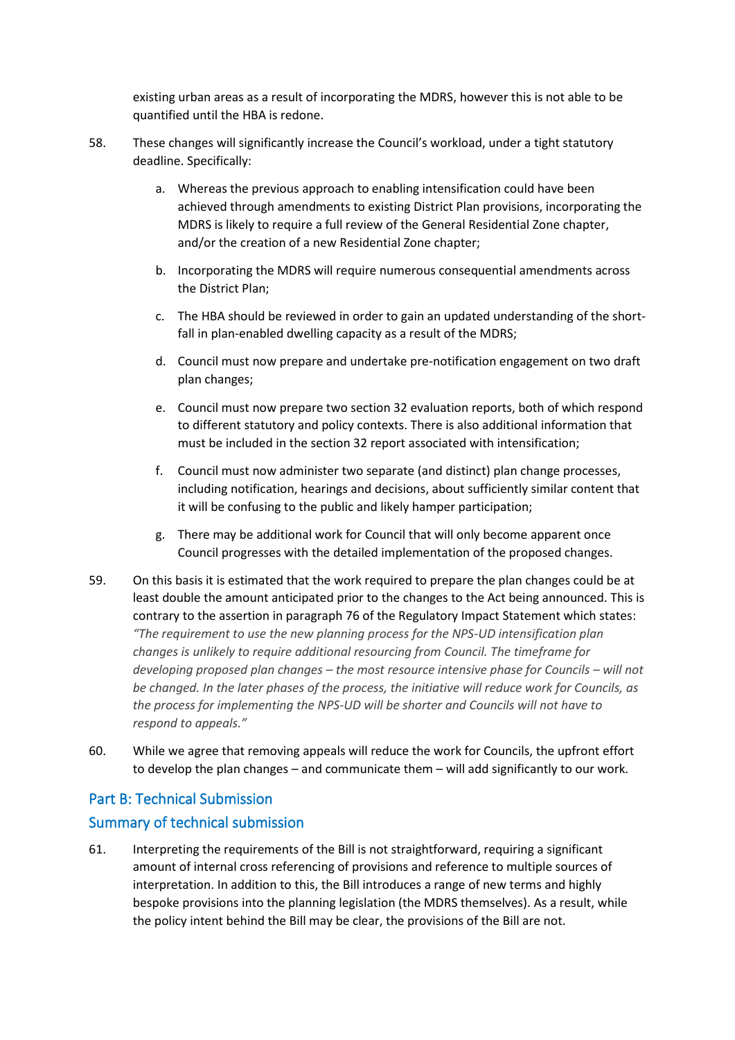existing urban areas as a result of incorporating the MDRS, however this is not able to be quantified until the HBA is redone.

58. These changes will significantly increase the Council's workload, under a tight statutory deadline. Specifically:

    a. Whereas the previous approach to enabling intensification could have been achieved through amendments to existing District Plan provisions, incorporating the MDRS is likely to require a full review of the General Residential Zone chapter, and/or the creation of a new Residential Zone chapter;

    b. Incorporating the MDRS will require numerous consequential amendments across the District Plan;

    c. The HBA should be reviewed in order to gain an updated understanding of the short-fall in plan-enabled dwelling capacity as a result of the MDRS;

    d. Council must now prepare and undertake pre-notification engagement on two draft plan changes;

    e. Council must now prepare two section 32 evaluation reports, both of which respond to different statutory and policy contexts. There is also additional information that must be included in the section 32 report associated with intensification;

    f. Council must now administer two separate (and distinct) plan change processes, including notification, hearings and decisions, about sufficiently similar content that it will be confusing to the public and likely hamper participation;

    g. There may be additional work for Council that will only become apparent once Council progresses with the detailed implementation of the proposed changes.

59. On this basis it is estimated that the work required to prepare the plan changes could be at least double the amount anticipated prior to the changes to the Act being announced. This is contrary to the assertion in paragraph 76 of the Regulatory Impact Statement which states: *"The requirement to use the new planning process for the NPS-UD intensification plan changes is unlikely to require additional resourcing from Council. The timeframe for developing proposed plan changes – the most resource intensive phase for Councils – will not be changed. In the later phases of the process, the initiative will reduce work for Councils, as the process for implementing the NPS-UD will be shorter and Councils will not have to respond to appeals."*

60. While we agree that removing appeals will reduce the work for Councils, the upfront effort to develop the plan changes – and communicate them – will add significantly to our work.

## Part B: Technical Submission

### Summary of technical submission

61. Interpreting the requirements of the Bill is not straightforward, requiring a significant amount of internal cross referencing of provisions and reference to multiple sources of interpretation. In addition to this, the Bill introduces a range of new terms and highly bespoke provisions into the planning legislation (the MDRS themselves). As a result, while the policy intent behind the Bill may be clear, the provisions of the Bill are not.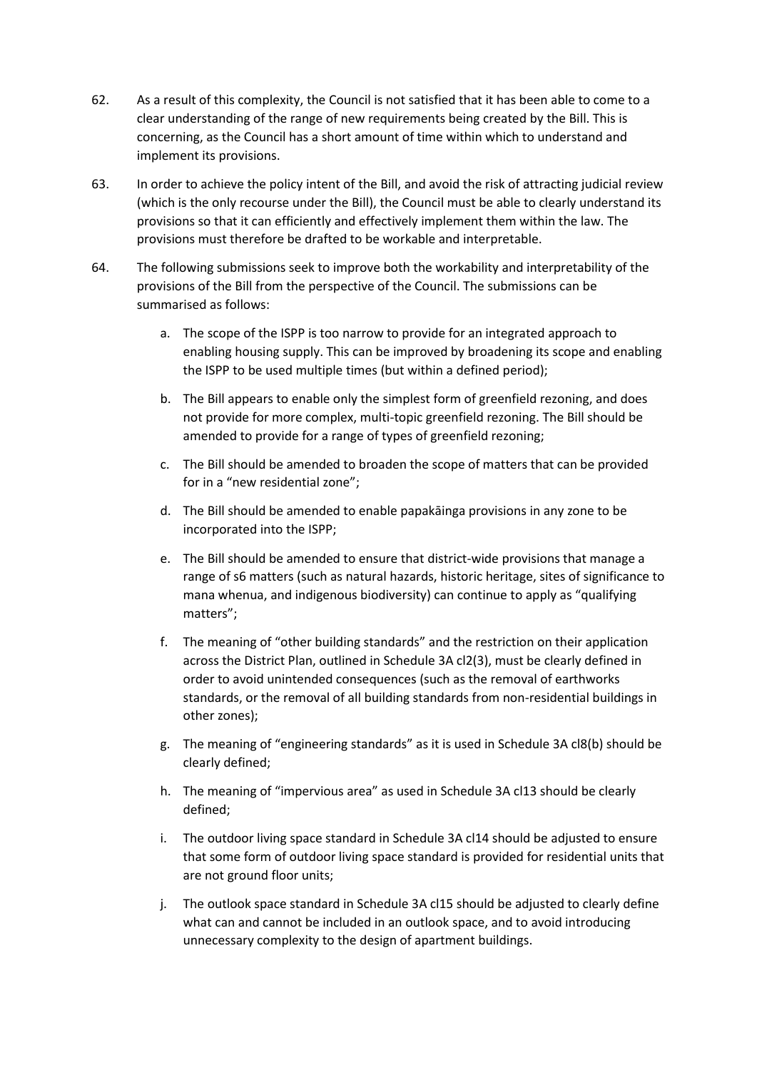62. As a result of this complexity, the Council is not satisfied that it has been able to come to a clear understanding of the range of new requirements being created by the Bill. This is concerning, as the Council has a short amount of time within which to understand and implement its provisions.

63. In order to achieve the policy intent of the Bill, and avoid the risk of attracting judicial review (which is the only recourse under the Bill), the Council must be able to clearly understand its provisions so that it can efficiently and effectively implement them within the law. The provisions must therefore be drafted to be workable and interpretable.

64. The following submissions seek to improve both the workability and interpretability of the provisions of the Bill from the perspective of the Council. The submissions can be summarised as follows:

    a. The scope of the ISPP is too narrow to provide for an integrated approach to enabling housing supply. This can be improved by broadening its scope and enabling the ISPP to be used multiple times (but within a defined period);

    b. The Bill appears to enable only the simplest form of greenfield rezoning, and does not provide for more complex, multi-topic greenfield rezoning. The Bill should be amended to provide for a range of types of greenfield rezoning;

    c. The Bill should be amended to broaden the scope of matters that can be provided for in a "new residential zone";

    d. The Bill should be amended to enable papakāinga provisions in any zone to be incorporated into the ISPP;

    e. The Bill should be amended to ensure that district-wide provisions that manage a range of s6 matters (such as natural hazards, historic heritage, sites of significance to mana whenua, and indigenous biodiversity) can continue to apply as "qualifying matters";

    f. The meaning of "other building standards" and the restriction on their application across the District Plan, outlined in Schedule 3A cl2(3), must be clearly defined in order to avoid unintended consequences (such as the removal of earthworks standards, or the removal of all building standards from non-residential buildings in other zones);

    g. The meaning of "engineering standards" as it is used in Schedule 3A cl8(b) should be clearly defined;

    h. The meaning of "impervious area" as used in Schedule 3A cl13 should be clearly defined;

    i. The outdoor living space standard in Schedule 3A cl14 should be adjusted to ensure that some form of outdoor living space standard is provided for residential units that are not ground floor units;

    j. The outlook space standard in Schedule 3A cl15 should be adjusted to clearly define what can and cannot be included in an outlook space, and to avoid introducing unnecessary complexity to the design of apartment buildings.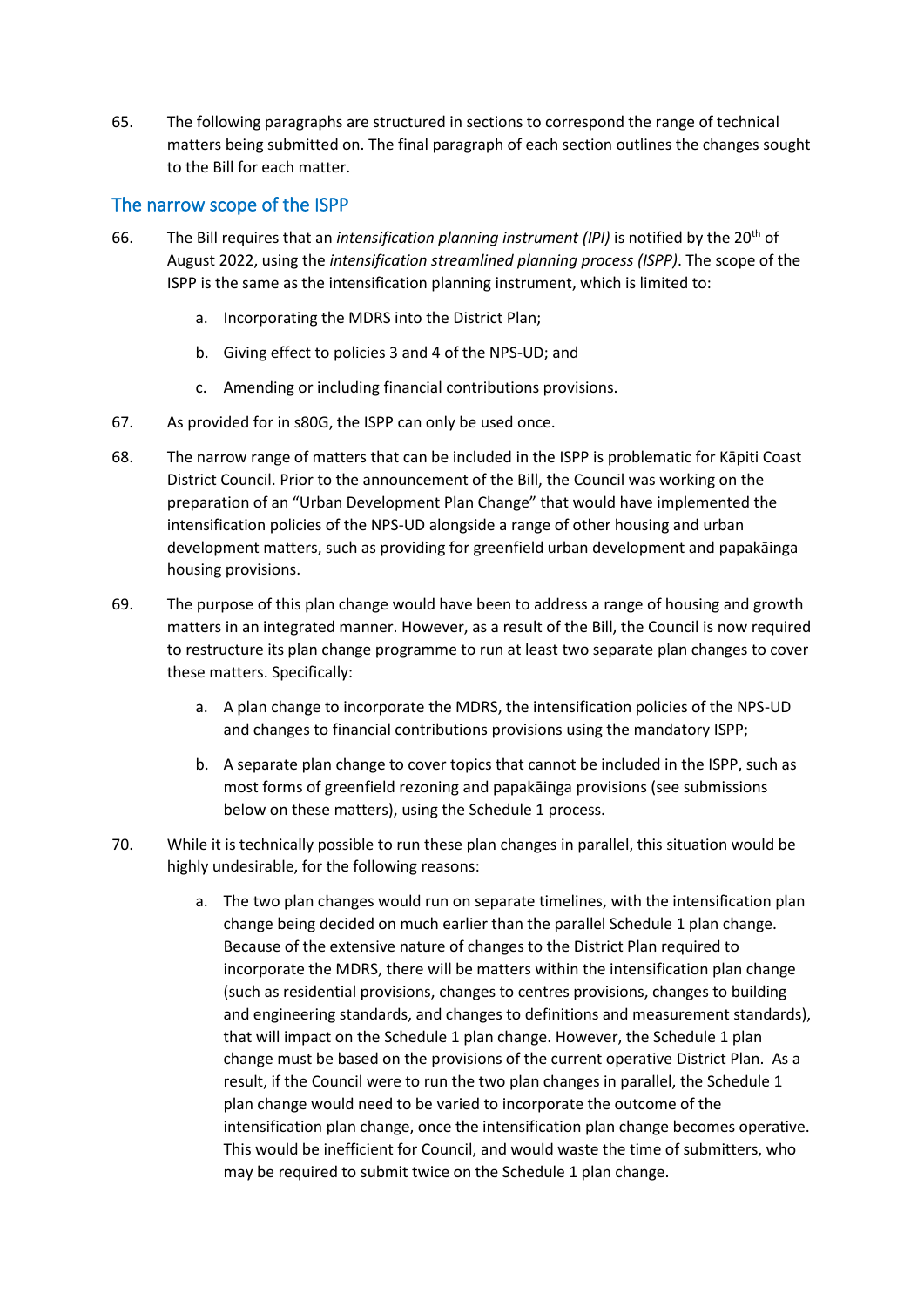65. The following paragraphs are structured in sections to correspond the range of technical matters being submitted on. The final paragraph of each section outlines the changes sought to the Bill for each matter.

## The narrow scope of the ISPP

66. The Bill requires that an *intensification planning instrument (IPI)* is notified by the 20th of August 2022, using the *intensification streamlined planning process (ISPP)*. The scope of the ISPP is the same as the intensification planning instrument, which is limited to:

    a. Incorporating the MDRS into the District Plan;

    b. Giving effect to policies 3 and 4 of the NPS-UD; and

    c. Amending or including financial contributions provisions.

67. As provided for in s80G, the ISPP can only be used once.

68. The narrow range of matters that can be included in the ISPP is problematic for Kāpiti Coast District Council. Prior to the announcement of the Bill, the Council was working on the preparation of an "Urban Development Plan Change" that would have implemented the intensification policies of the NPS-UD alongside a range of other housing and urban development matters, such as providing for greenfield urban development and papakāinga housing provisions.

69. The purpose of this plan change would have been to address a range of housing and growth matters in an integrated manner. However, as a result of the Bill, the Council is now required to restructure its plan change programme to run at least two separate plan changes to cover these matters. Specifically:

    a. A plan change to incorporate the MDRS, the intensification policies of the NPS-UD and changes to financial contributions provisions using the mandatory ISPP;

    b. A separate plan change to cover topics that cannot be included in the ISPP, such as most forms of greenfield rezoning and papakāinga provisions (see submissions below on these matters), using the Schedule 1 process.

70. While it is technically possible to run these plan changes in parallel, this situation would be highly undesirable, for the following reasons:

    a. The two plan changes would run on separate timelines, with the intensification plan change being decided on much earlier than the parallel Schedule 1 plan change. Because of the extensive nature of changes to the District Plan required to incorporate the MDRS, there will be matters within the intensification plan change (such as residential provisions, changes to centres provisions, changes to building and engineering standards, and changes to definitions and measurement standards), that will impact on the Schedule 1 plan change. However, the Schedule 1 plan change must be based on the provisions of the current operative District Plan. As a result, if the Council were to run the two plan changes in parallel, the Schedule 1 plan change would need to be varied to incorporate the outcome of the intensification plan change, once the intensification plan change becomes operative. This would be inefficient for Council, and would waste the time of submitters, who may be required to submit twice on the Schedule 1 plan change.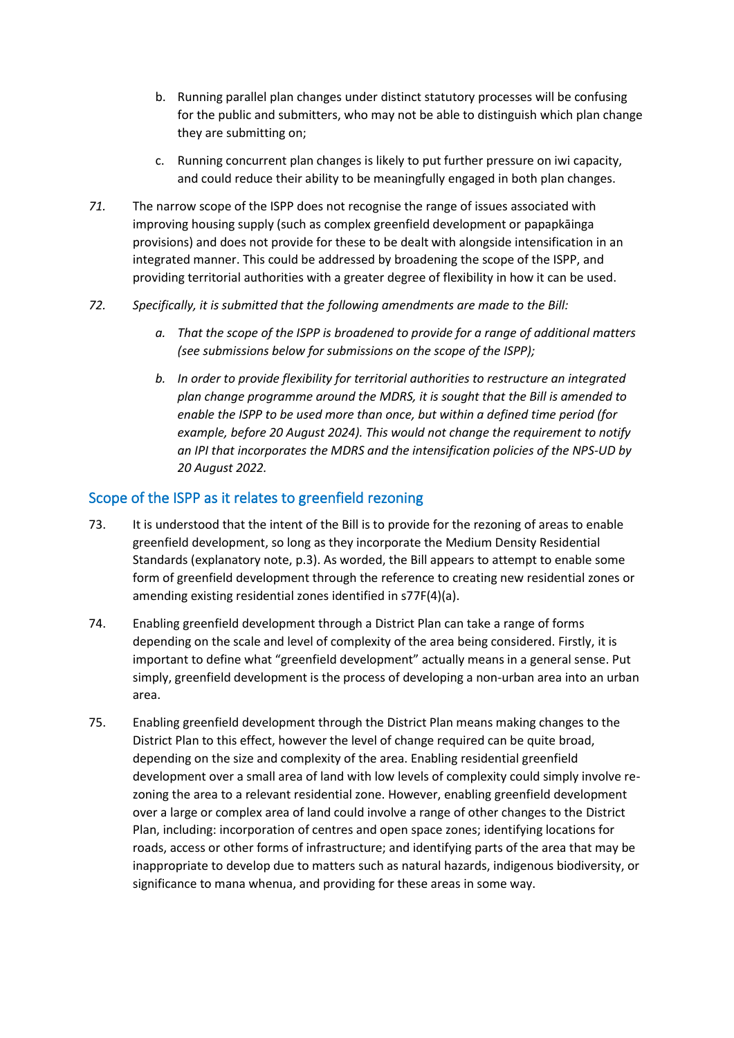b. Running parallel plan changes under distinct statutory processes will be confusing for the public and submitters, who may not be able to distinguish which plan change they are submitting on;

c. Running concurrent plan changes is likely to put further pressure on iwi capacity, and could reduce their ability to be meaningfully engaged in both plan changes.

*71.* The narrow scope of the ISPP does not recognise the range of issues associated with improving housing supply (such as complex greenfield development or papapkāinga provisions) and does not provide for these to be dealt with alongside intensification in an integrated manner. This could be addressed by broadening the scope of the ISPP, and providing territorial authorities with a greater degree of flexibility in how it can be used.

*72.* *Specifically, it is submitted that the following amendments are made to the Bill:*

*a. That the scope of the ISPP is broadened to provide for a range of additional matters (see submissions below for submissions on the scope of the ISPP);*

*b. In order to provide flexibility for territorial authorities to restructure an integrated plan change programme around the MDRS, it is sought that the Bill is amended to enable the ISPP to be used more than once, but within a defined time period (for example, before 20 August 2024). This would not change the requirement to notify an IPI that incorporates the MDRS and the intensification policies of the NPS-UD by 20 August 2022.*

## Scope of the ISPP as it relates to greenfield rezoning

73. It is understood that the intent of the Bill is to provide for the rezoning of areas to enable greenfield development, so long as they incorporate the Medium Density Residential Standards (explanatory note, p.3). As worded, the Bill appears to attempt to enable some form of greenfield development through the reference to creating new residential zones or amending existing residential zones identified in s77F(4)(a).

74. Enabling greenfield development through a District Plan can take a range of forms depending on the scale and level of complexity of the area being considered. Firstly, it is important to define what "greenfield development" actually means in a general sense. Put simply, greenfield development is the process of developing a non-urban area into an urban area.

75. Enabling greenfield development through the District Plan means making changes to the District Plan to this effect, however the level of change required can be quite broad, depending on the size and complexity of the area. Enabling residential greenfield development over a small area of land with low levels of complexity could simply involve re-zoning the area to a relevant residential zone. However, enabling greenfield development over a large or complex area of land could involve a range of other changes to the District Plan, including: incorporation of centres and open space zones; identifying locations for roads, access or other forms of infrastructure; and identifying parts of the area that may be inappropriate to develop due to matters such as natural hazards, indigenous biodiversity, or significance to mana whenua, and providing for these areas in some way.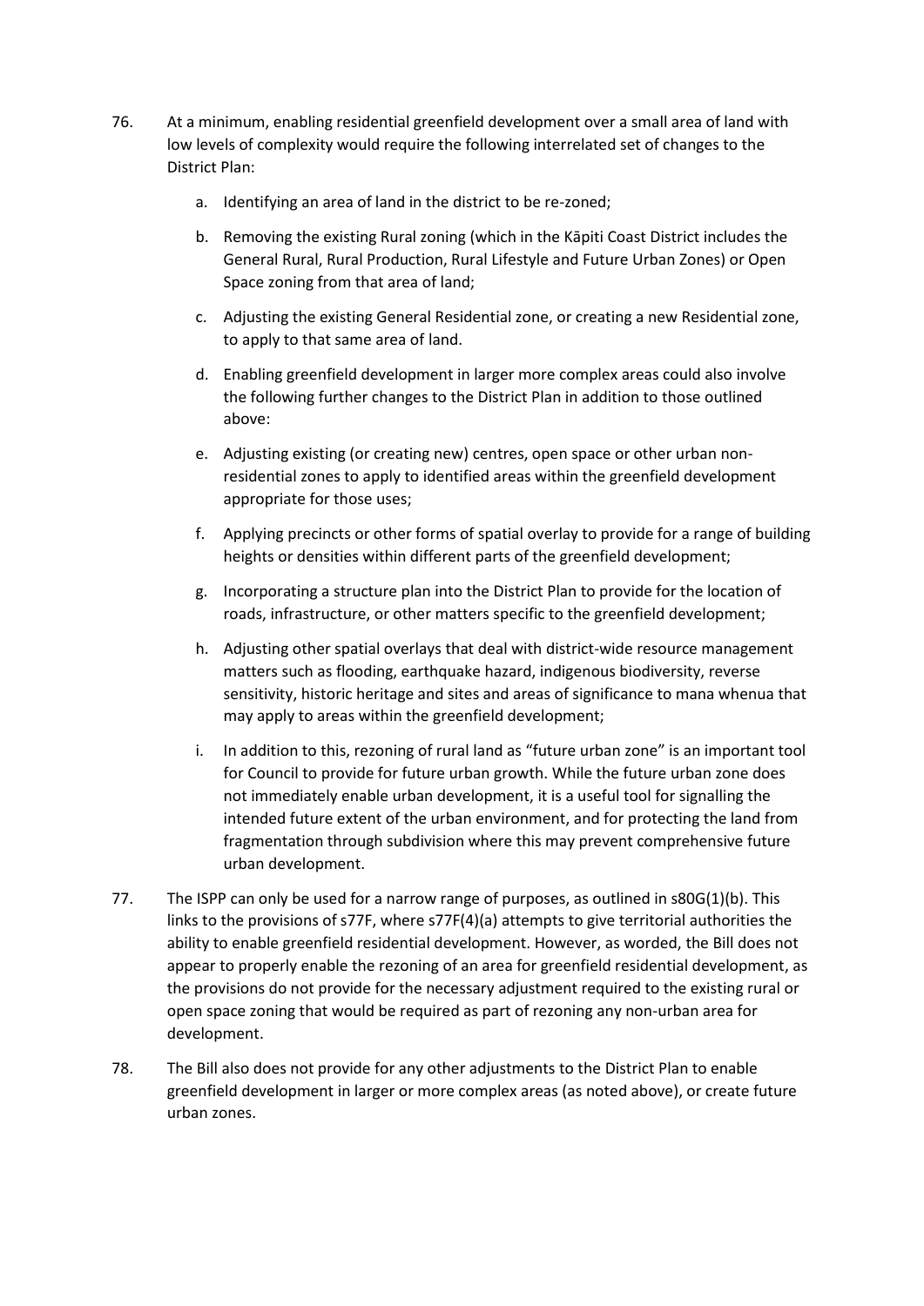76. At a minimum, enabling residential greenfield development over a small area of land with low levels of complexity would require the following interrelated set of changes to the District Plan:

    a. Identifying an area of land in the district to be re-zoned;

    b. Removing the existing Rural zoning (which in the Kāpiti Coast District includes the General Rural, Rural Production, Rural Lifestyle and Future Urban Zones) or Open Space zoning from that area of land;

    c. Adjusting the existing General Residential zone, or creating a new Residential zone, to apply to that same area of land.

    d. Enabling greenfield development in larger more complex areas could also involve the following further changes to the District Plan in addition to those outlined above:

    e. Adjusting existing (or creating new) centres, open space or other urban non-residential zones to apply to identified areas within the greenfield development appropriate for those uses;

    f. Applying precincts or other forms of spatial overlay to provide for a range of building heights or densities within different parts of the greenfield development;

    g. Incorporating a structure plan into the District Plan to provide for the location of roads, infrastructure, or other matters specific to the greenfield development;

    h. Adjusting other spatial overlays that deal with district-wide resource management matters such as flooding, earthquake hazard, indigenous biodiversity, reverse sensitivity, historic heritage and sites and areas of significance to mana whenua that may apply to areas within the greenfield development;

    i. In addition to this, rezoning of rural land as "future urban zone" is an important tool for Council to provide for future urban growth. While the future urban zone does not immediately enable urban development, it is a useful tool for signalling the intended future extent of the urban environment, and for protecting the land from fragmentation through subdivision where this may prevent comprehensive future urban development.

77. The ISPP can only be used for a narrow range of purposes, as outlined in s80G(1)(b). This links to the provisions of s77F, where s77F(4)(a) attempts to give territorial authorities the ability to enable greenfield residential development. However, as worded, the Bill does not appear to properly enable the rezoning of an area for greenfield residential development, as the provisions do not provide for the necessary adjustment required to the existing rural or open space zoning that would be required as part of rezoning any non-urban area for development.

78. The Bill also does not provide for any other adjustments to the District Plan to enable greenfield development in larger or more complex areas (as noted above), or create future urban zones.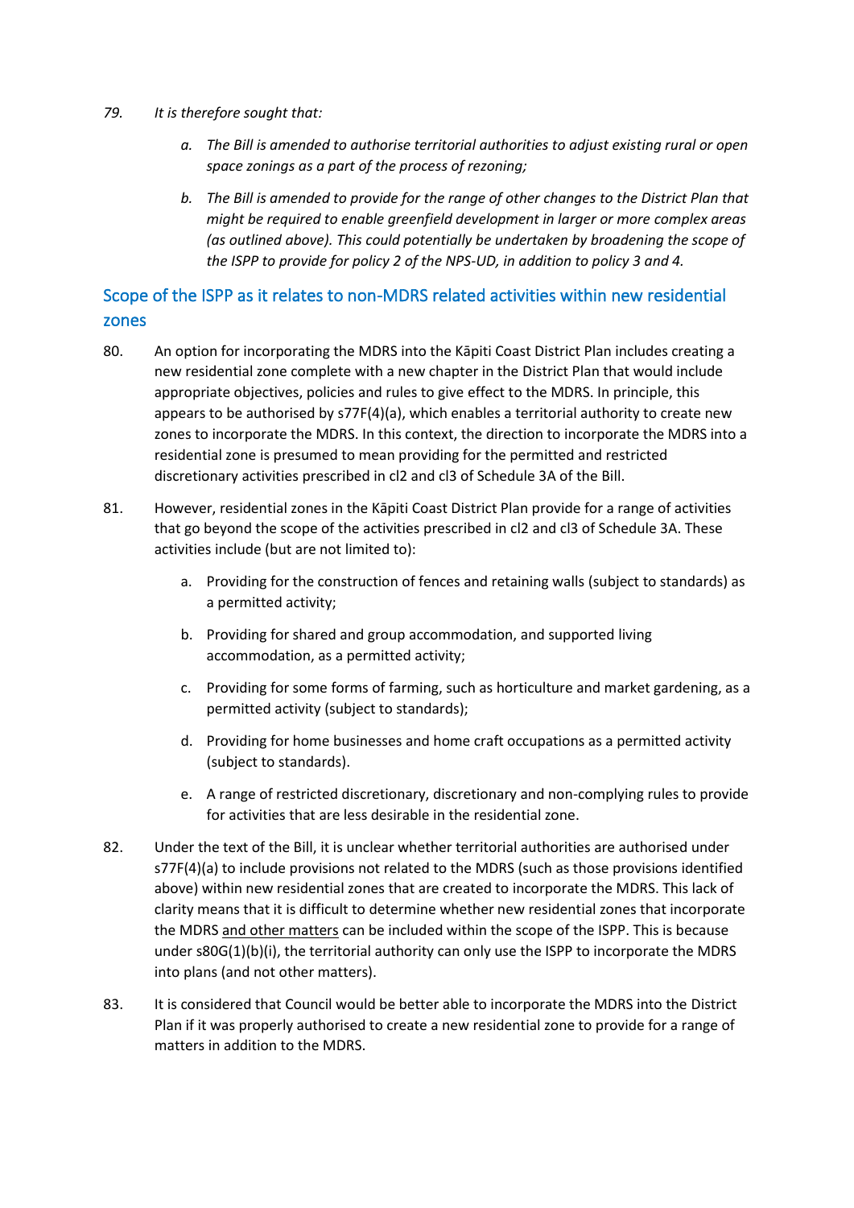*79. It is therefore sought that:*

> *a. The Bill is amended to authorise territorial authorities to adjust existing rural or open space zonings as a part of the process of rezoning;*
>
> *b. The Bill is amended to provide for the range of other changes to the District Plan that might be required to enable greenfield development in larger or more complex areas (as outlined above). This could potentially be undertaken by broadening the scope of the ISPP to provide for policy 2 of the NPS-UD, in addition to policy 3 and 4.*

## Scope of the ISPP as it relates to non-MDRS related activities within new residential zones

80. An option for incorporating the MDRS into the Kāpiti Coast District Plan includes creating a new residential zone complete with a new chapter in the District Plan that would include appropriate objectives, policies and rules to give effect to the MDRS. In principle, this appears to be authorised by s77F(4)(a), which enables a territorial authority to create new zones to incorporate the MDRS. In this context, the direction to incorporate the MDRS into a residential zone is presumed to mean providing for the permitted and restricted discretionary activities prescribed in cl2 and cl3 of Schedule 3A of the Bill.

81. However, residential zones in the Kāpiti Coast District Plan provide for a range of activities that go beyond the scope of the activities prescribed in cl2 and cl3 of Schedule 3A. These activities include (but are not limited to):

   a. Providing for the construction of fences and retaining walls (subject to standards) as a permitted activity;

   b. Providing for shared and group accommodation, and supported living accommodation, as a permitted activity;

   c. Providing for some forms of farming, such as horticulture and market gardening, as a permitted activity (subject to standards);

   d. Providing for home businesses and home craft occupations as a permitted activity (subject to standards).

   e. A range of restricted discretionary, discretionary and non-complying rules to provide for activities that are less desirable in the residential zone.

82. Under the text of the Bill, it is unclear whether territorial authorities are authorised under s77F(4)(a) to include provisions not related to the MDRS (such as those provisions identified above) within new residential zones that are created to incorporate the MDRS. This lack of clarity means that it is difficult to determine whether new residential zones that incorporate the MDRS <u>and other matters</u> can be included within the scope of the ISPP. This is because under s80G(1)(b)(i), the territorial authority can only use the ISPP to incorporate the MDRS into plans (and not other matters).

83. It is considered that Council would be better able to incorporate the MDRS into the District Plan if it was properly authorised to create a new residential zone to provide for a range of matters in addition to the MDRS.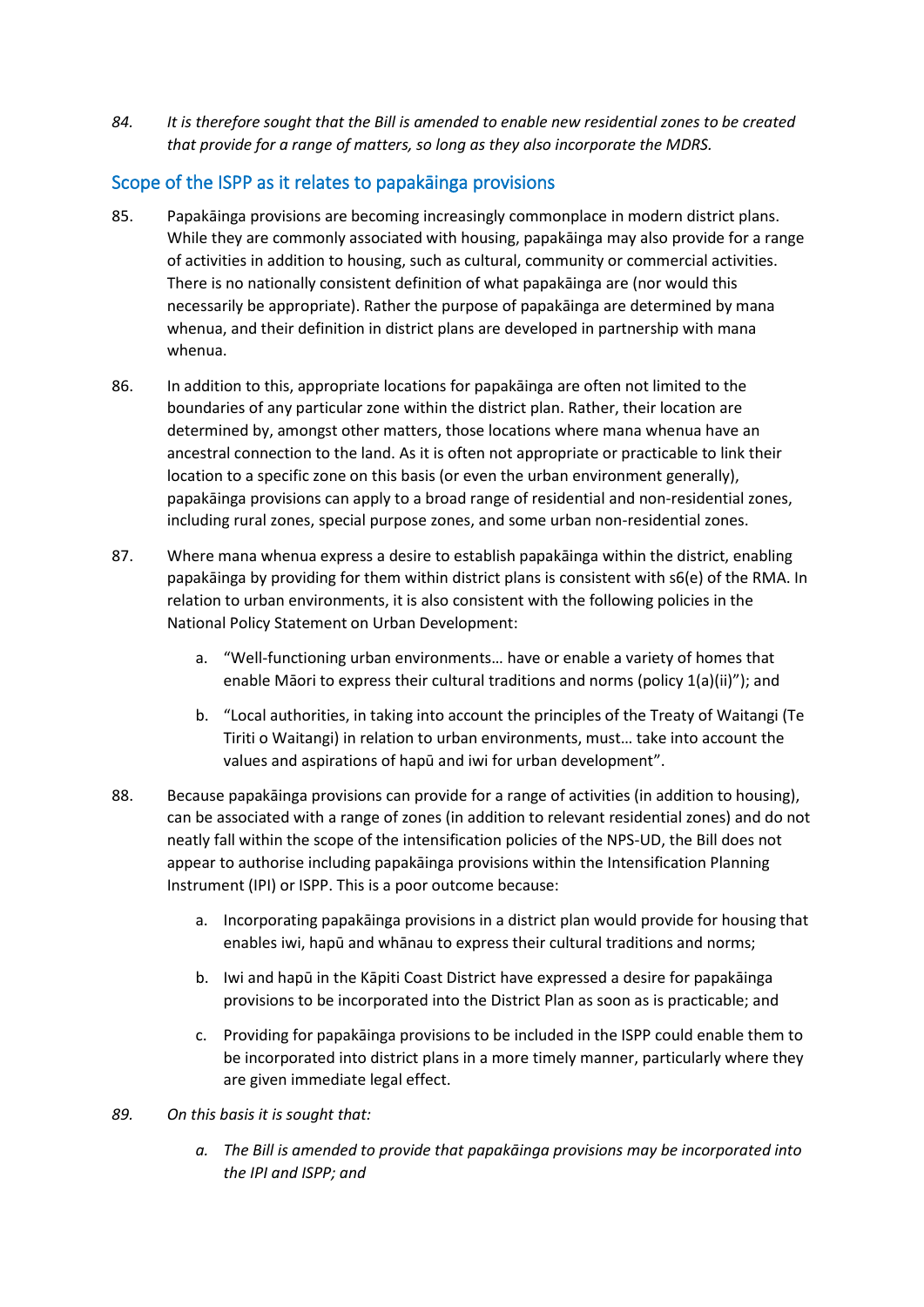*84. It is therefore sought that the Bill is amended to enable new residential zones to be created that provide for a range of matters, so long as they also incorporate the MDRS.*

## Scope of the ISPP as it relates to papakāinga provisions

85. Papakāinga provisions are becoming increasingly commonplace in modern district plans. While they are commonly associated with housing, papakāinga may also provide for a range of activities in addition to housing, such as cultural, community or commercial activities. There is no nationally consistent definition of what papakāinga are (nor would this necessarily be appropriate). Rather the purpose of papakāinga are determined by mana whenua, and their definition in district plans are developed in partnership with mana whenua.

86. In addition to this, appropriate locations for papakāinga are often not limited to the boundaries of any particular zone within the district plan. Rather, their location are determined by, amongst other matters, those locations where mana whenua have an ancestral connection to the land. As it is often not appropriate or practicable to link their location to a specific zone on this basis (or even the urban environment generally), papakāinga provisions can apply to a broad range of residential and non-residential zones, including rural zones, special purpose zones, and some urban non-residential zones.

87. Where mana whenua express a desire to establish papakāinga within the district, enabling papakāinga by providing for them within district plans is consistent with s6(e) of the RMA. In relation to urban environments, it is also consistent with the following policies in the National Policy Statement on Urban Development:

    a. "Well-functioning urban environments… have or enable a variety of homes that enable Māori to express their cultural traditions and norms (policy 1(a)(ii)"); and

    b. "Local authorities, in taking into account the principles of the Treaty of Waitangi (Te Tiriti o Waitangi) in relation to urban environments, must… take into account the values and aspirations of hapū and iwi for urban development".

88. Because papakāinga provisions can provide for a range of activities (in addition to housing), can be associated with a range of zones (in addition to relevant residential zones) and do not neatly fall within the scope of the intensification policies of the NPS-UD, the Bill does not appear to authorise including papakāinga provisions within the Intensification Planning Instrument (IPI) or ISPP. This is a poor outcome because:

    a. Incorporating papakāinga provisions in a district plan would provide for housing that enables iwi, hapū and whānau to express their cultural traditions and norms;

    b. Iwi and hapū in the Kāpiti Coast District have expressed a desire for papakāinga provisions to be incorporated into the District Plan as soon as is practicable; and

    c. Providing for papakāinga provisions to be included in the ISPP could enable them to be incorporated into district plans in a more timely manner, particularly where they are given immediate legal effect.

*89. On this basis it is sought that:*

   *a. The Bill is amended to provide that papakāinga provisions may be incorporated into the IPI and ISPP; and*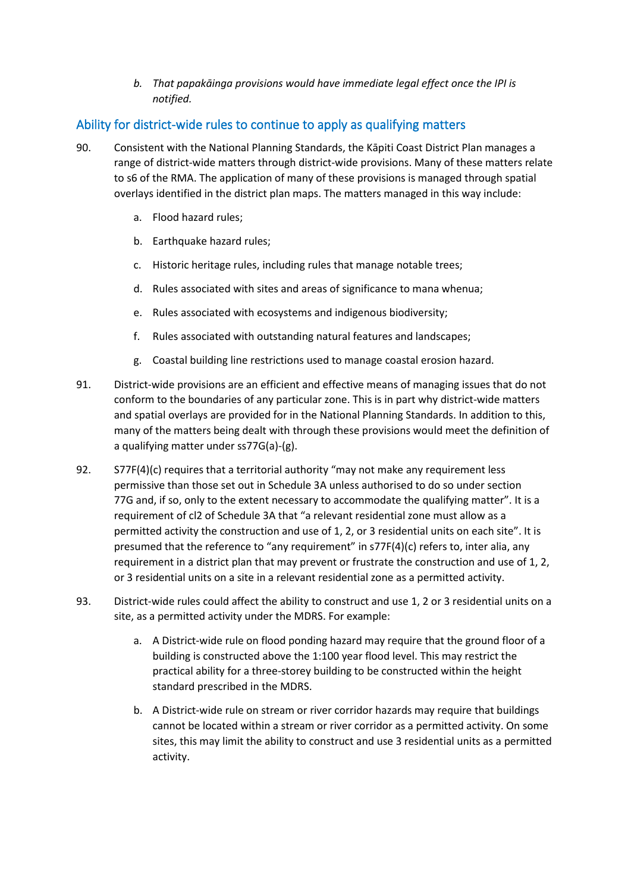b. *That papakāinga provisions would have immediate legal effect once the IPI is notified.*

## Ability for district-wide rules to continue to apply as qualifying matters

90. Consistent with the National Planning Standards, the Kāpiti Coast District Plan manages a range of district-wide matters through district-wide provisions. Many of these matters relate to s6 of the RMA. The application of many of these provisions is managed through spatial overlays identified in the district plan maps. The matters managed in this way include:

    a. Flood hazard rules;

    b. Earthquake hazard rules;

    c. Historic heritage rules, including rules that manage notable trees;

    d. Rules associated with sites and areas of significance to mana whenua;

    e. Rules associated with ecosystems and indigenous biodiversity;

    f. Rules associated with outstanding natural features and landscapes;

    g. Coastal building line restrictions used to manage coastal erosion hazard.

91. District-wide provisions are an efficient and effective means of managing issues that do not conform to the boundaries of any particular zone. This is in part why district-wide matters and spatial overlays are provided for in the National Planning Standards. In addition to this, many of the matters being dealt with through these provisions would meet the definition of a qualifying matter under ss77G(a)-(g).

92. S77F(4)(c) requires that a territorial authority "may not make any requirement less permissive than those set out in Schedule 3A unless authorised to do so under section 77G and, if so, only to the extent necessary to accommodate the qualifying matter". It is a requirement of cl2 of Schedule 3A that "a relevant residential zone must allow as a permitted activity the construction and use of 1, 2, or 3 residential units on each site". It is presumed that the reference to "any requirement" in s77F(4)(c) refers to, inter alia, any requirement in a district plan that may prevent or frustrate the construction and use of 1, 2, or 3 residential units on a site in a relevant residential zone as a permitted activity.

93. District-wide rules could affect the ability to construct and use 1, 2 or 3 residential units on a site, as a permitted activity under the MDRS. For example:

    a. A District-wide rule on flood ponding hazard may require that the ground floor of a building is constructed above the 1:100 year flood level. This may restrict the practical ability for a three-storey building to be constructed within the height standard prescribed in the MDRS.

    b. A District-wide rule on stream or river corridor hazards may require that buildings cannot be located within a stream or river corridor as a permitted activity. On some sites, this may limit the ability to construct and use 3 residential units as a permitted activity.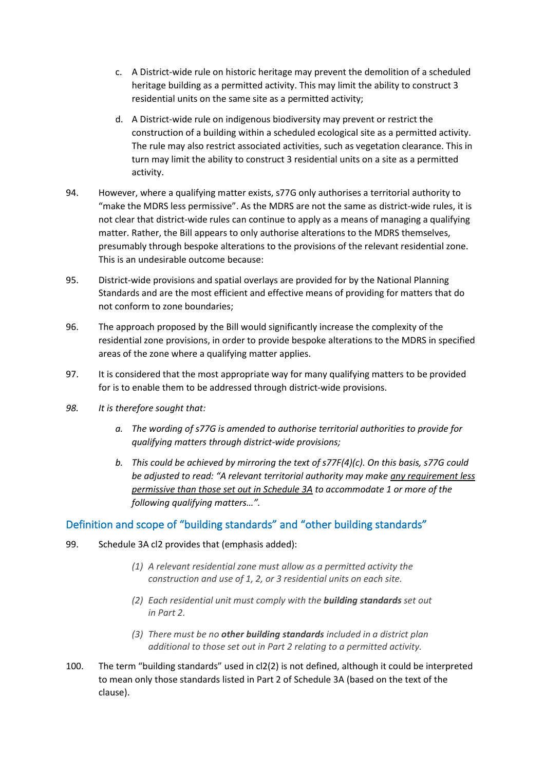c. A District-wide rule on historic heritage may prevent the demolition of a scheduled heritage building as a permitted activity. This may limit the ability to construct 3 residential units on the same site as a permitted activity;

d. A District-wide rule on indigenous biodiversity may prevent or restrict the construction of a building within a scheduled ecological site as a permitted activity. The rule may also restrict associated activities, such as vegetation clearance. This in turn may limit the ability to construct 3 residential units on a site as a permitted activity.

94. However, where a qualifying matter exists, s77G only authorises a territorial authority to "make the MDRS less permissive". As the MDRS are not the same as district-wide rules, it is not clear that district-wide rules can continue to apply as a means of managing a qualifying matter. Rather, the Bill appears to only authorise alterations to the MDRS themselves, presumably through bespoke alterations to the provisions of the relevant residential zone. This is an undesirable outcome because:

95. District-wide provisions and spatial overlays are provided for by the National Planning Standards and are the most efficient and effective means of providing for matters that do not conform to zone boundaries;

96. The approach proposed by the Bill would significantly increase the complexity of the residential zone provisions, in order to provide bespoke alterations to the MDRS in specified areas of the zone where a qualifying matter applies.

97. It is considered that the most appropriate way for many qualifying matters to be provided for is to enable them to be addressed through district-wide provisions.

*98. It is therefore sought that:*

*a. The wording of s77G is amended to authorise territorial authorities to provide for qualifying matters through district-wide provisions;*

*b. This could be achieved by mirroring the text of s77F(4)(c). On this basis, s77G could be adjusted to read: "A relevant territorial authority may make <u>any requirement less permissive than those set out in Schedule 3A</u> to accommodate 1 or more of the following qualifying matters…".*

## Definition and scope of "building standards" and "other building standards"

99. Schedule 3A cl2 provides that (emphasis added):

> *(1) A relevant residential zone must allow as a permitted activity the construction and use of 1, 2, or 3 residential units on each site.*
>
> *(2) Each residential unit must comply with the **building standards** set out in Part 2.*
>
> *(3) There must be no **other building standards** included in a district plan additional to those set out in Part 2 relating to a permitted activity.*

100. The term "building standards" used in cl2(2) is not defined, although it could be interpreted to mean only those standards listed in Part 2 of Schedule 3A (based on the text of the clause).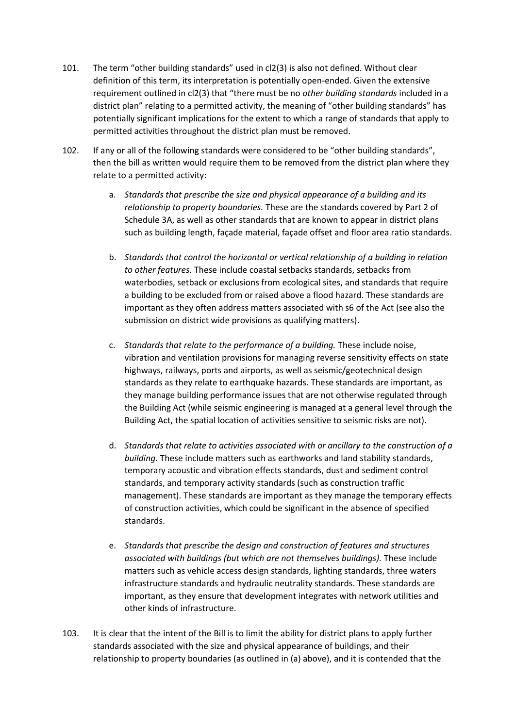101. The term "other building standards" used in cl2(3) is also not defined. Without clear definition of this term, its interpretation is potentially open-ended. Given the extensive requirement outlined in cl2(3) that "there must be no *other building standards* included in a district plan" relating to a permitted activity, the meaning of "other building standards" has potentially significant implications for the extent to which a range of standards that apply to permitted activities throughout the district plan must be removed.

102. If any or all of the following standards were considered to be "other building standards", then the bill as written would require them to be removed from the district plan where they relate to a permitted activity:

    a. *Standards that prescribe the size and physical appearance of a building and its relationship to property boundaries.* These are the standards covered by Part 2 of Schedule 3A, as well as other standards that are known to appear in district plans such as building length, façade material, façade offset and floor area ratio standards.

    b. *Standards that control the horizontal or vertical relationship of a building in relation to other features.* These include coastal setbacks standards, setbacks from waterbodies, setback or exclusions from ecological sites, and standards that require a building to be excluded from or raised above a flood hazard. These standards are important as they often address matters associated with s6 of the Act (see also the submission on district wide provisions as qualifying matters).

    c. *Standards that relate to the performance of a building.* These include noise, vibration and ventilation provisions for managing reverse sensitivity effects on state highways, railways, ports and airports, as well as seismic/geotechnical design standards as they relate to earthquake hazards. These standards are important, as they manage building performance issues that are not otherwise regulated through the Building Act (while seismic engineering is managed at a general level through the Building Act, the spatial location of activities sensitive to seismic risks are not).

    d. *Standards that relate to activities associated with or ancillary to the construction of a building.* These include matters such as earthworks and land stability standards, temporary acoustic and vibration effects standards, dust and sediment control standards, and temporary activity standards (such as construction traffic management). These standards are important as they manage the temporary effects of construction activities, which could be significant in the absence of specified standards.

    e. *Standards that prescribe the design and construction of features and structures associated with buildings (but which are not themselves buildings).* These include matters such as vehicle access design standards, lighting standards, three waters infrastructure standards and hydraulic neutrality standards. These standards are important, as they ensure that development integrates with network utilities and other kinds of infrastructure.

103. It is clear that the intent of the Bill is to limit the ability for district plans to apply further standards associated with the size and physical appearance of buildings, and their relationship to property boundaries (as outlined in (a) above), and it is contended that the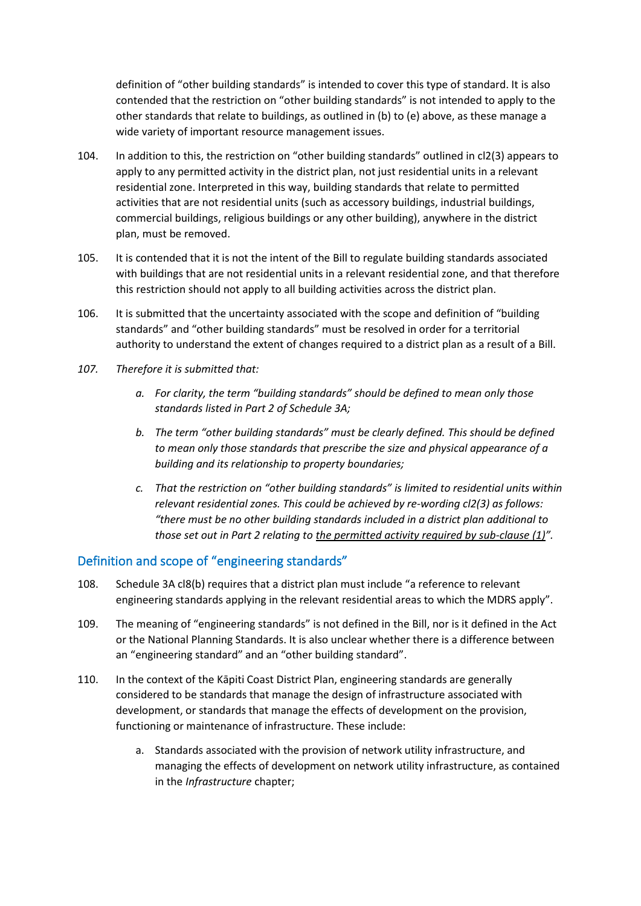definition of "other building standards" is intended to cover this type of standard. It is also contended that the restriction on "other building standards" is not intended to apply to the other standards that relate to buildings, as outlined in (b) to (e) above, as these manage a wide variety of important resource management issues.

104. In addition to this, the restriction on "other building standards" outlined in cl2(3) appears to apply to any permitted activity in the district plan, not just residential units in a relevant residential zone. Interpreted in this way, building standards that relate to permitted activities that are not residential units (such as accessory buildings, industrial buildings, commercial buildings, religious buildings or any other building), anywhere in the district plan, must be removed.

105. It is contended that it is not the intent of the Bill to regulate building standards associated with buildings that are not residential units in a relevant residential zone, and that therefore this restriction should not apply to all building activities across the district plan.

106. It is submitted that the uncertainty associated with the scope and definition of "building standards" and "other building standards" must be resolved in order for a territorial authority to understand the extent of changes required to a district plan as a result of a Bill.

*107. Therefore it is submitted that:*

*a. For clarity, the term "building standards" should be defined to mean only those standards listed in Part 2 of Schedule 3A;*

*b. The term "other building standards" must be clearly defined. This should be defined to mean only those standards that prescribe the size and physical appearance of a building and its relationship to property boundaries;*

*c. That the restriction on "other building standards" is limited to residential units within relevant residential zones. This could be achieved by re-wording cl2(3) as follows: "there must be no other building standards included in a district plan additional to those set out in Part 2 relating to <u>the permitted activity required by sub-clause (1)</u>".*

## Definition and scope of "engineering standards"

108. Schedule 3A cl8(b) requires that a district plan must include "a reference to relevant engineering standards applying in the relevant residential areas to which the MDRS apply".

109. The meaning of "engineering standards" is not defined in the Bill, nor is it defined in the Act or the National Planning Standards. It is also unclear whether there is a difference between an "engineering standard" and an "other building standard".

110. In the context of the Kāpiti Coast District Plan, engineering standards are generally considered to be standards that manage the design of infrastructure associated with development, or standards that manage the effects of development on the provision, functioning or maintenance of infrastructure. These include:

a. Standards associated with the provision of network utility infrastructure, and managing the effects of development on network utility infrastructure, as contained in the *Infrastructure* chapter;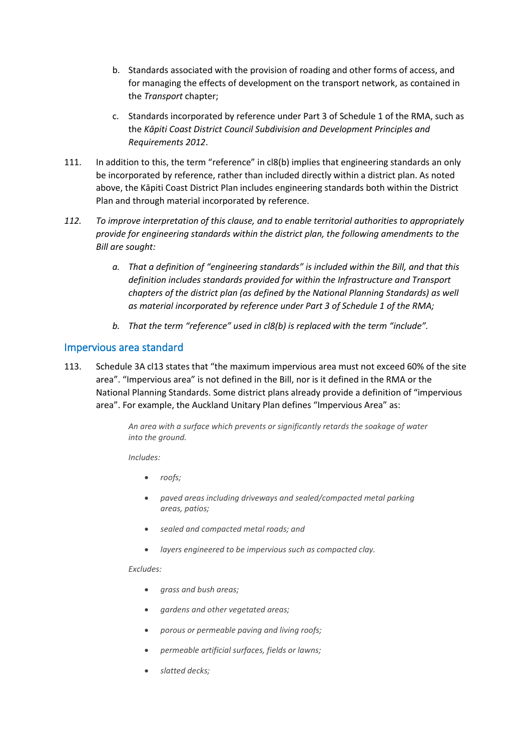b. Standards associated with the provision of roading and other forms of access, and for managing the effects of development on the transport network, as contained in the *Transport* chapter;

c. Standards incorporated by reference under Part 3 of Schedule 1 of the RMA, such as the *Kāpiti Coast District Council Subdivision and Development Principles and Requirements 2012*.

111. In addition to this, the term "reference" in cl8(b) implies that engineering standards an only be incorporated by reference, rather than included directly within a district plan. As noted above, the Kāpiti Coast District Plan includes engineering standards both within the District Plan and through material incorporated by reference.

*112. To improve interpretation of this clause, and to enable territorial authorities to appropriately provide for engineering standards within the district plan, the following amendments to the Bill are sought:*

*a. That a definition of "engineering standards" is included within the Bill, and that this definition includes standards provided for within the Infrastructure and Transport chapters of the district plan (as defined by the National Planning Standards) as well as material incorporated by reference under Part 3 of Schedule 1 of the RMA;*

*b. That the term "reference" used in cl8(b) is replaced with the term "include".*

## Impervious area standard

113. Schedule 3A cl13 states that "the maximum impervious area must not exceed 60% of the site area". "Impervious area" is not defined in the Bill, nor is it defined in the RMA or the National Planning Standards. Some district plans already provide a definition of "impervious area". For example, the Auckland Unitary Plan defines "Impervious Area" as:

> *An area with a surface which prevents or significantly retards the soakage of water into the ground.*
>
> *Includes:*
>
> - *roofs;*
> - *paved areas including driveways and sealed/compacted metal parking areas, patios;*
> - *sealed and compacted metal roads; and*
> - *layers engineered to be impervious such as compacted clay.*
>
> *Excludes:*
>
> - *grass and bush areas;*
> - *gardens and other vegetated areas;*
> - *porous or permeable paving and living roofs;*
> - *permeable artificial surfaces, fields or lawns;*
> - *slatted decks;*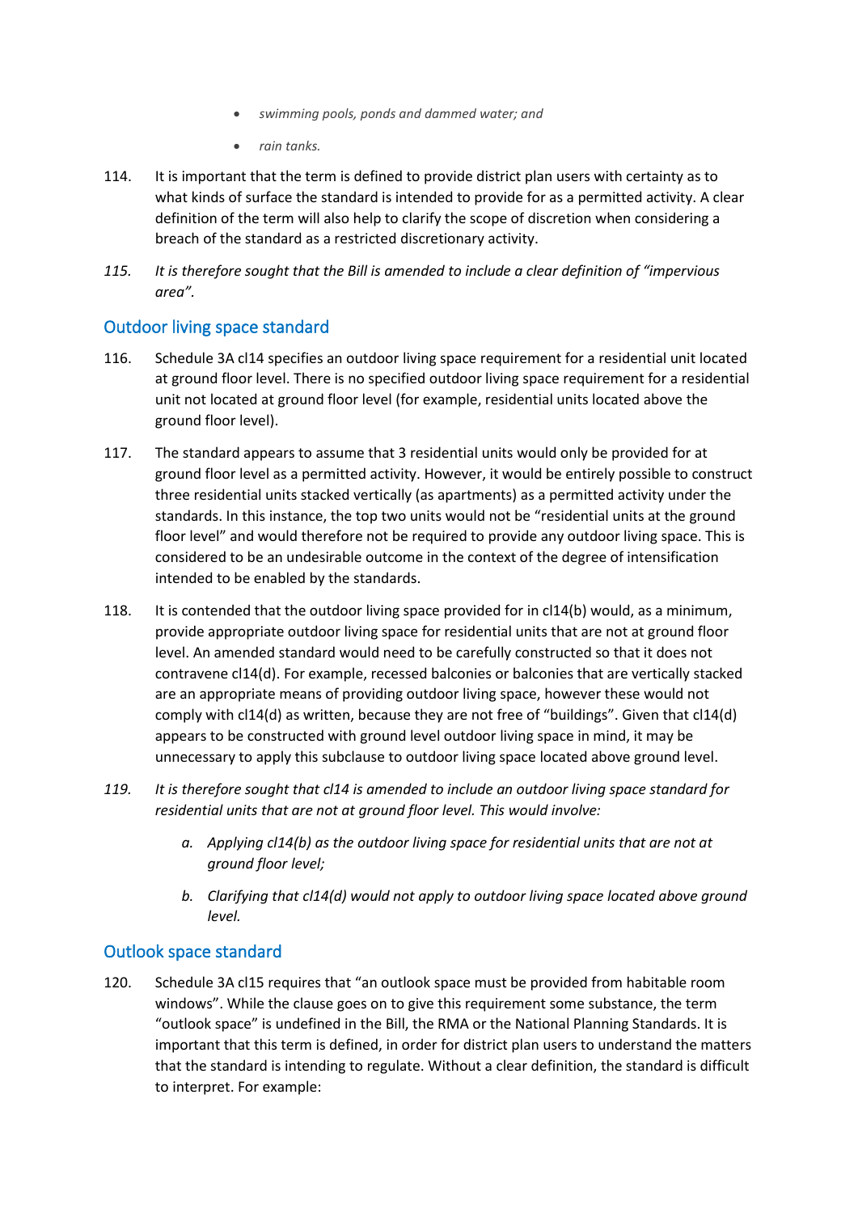- *swimming pools, ponds and dammed water; and*
- *rain tanks.*

114. It is important that the term is defined to provide district plan users with certainty as to what kinds of surface the standard is intended to provide for as a permitted activity. A clear definition of the term will also help to clarify the scope of discretion when considering a breach of the standard as a restricted discretionary activity.

*115. It is therefore sought that the Bill is amended to include a clear definition of "impervious area".*

## Outdoor living space standard

116. Schedule 3A cl14 specifies an outdoor living space requirement for a residential unit located at ground floor level. There is no specified outdoor living space requirement for a residential unit not located at ground floor level (for example, residential units located above the ground floor level).

117. The standard appears to assume that 3 residential units would only be provided for at ground floor level as a permitted activity. However, it would be entirely possible to construct three residential units stacked vertically (as apartments) as a permitted activity under the standards. In this instance, the top two units would not be "residential units at the ground floor level" and would therefore not be required to provide any outdoor living space. This is considered to be an undesirable outcome in the context of the degree of intensification intended to be enabled by the standards.

118. It is contended that the outdoor living space provided for in cl14(b) would, as a minimum, provide appropriate outdoor living space for residential units that are not at ground floor level. An amended standard would need to be carefully constructed so that it does not contravene cl14(d). For example, recessed balconies or balconies that are vertically stacked are an appropriate means of providing outdoor living space, however these would not comply with cl14(d) as written, because they are not free of "buildings". Given that cl14(d) appears to be constructed with ground level outdoor living space in mind, it may be unnecessary to apply this subclause to outdoor living space located above ground level.

*119. It is therefore sought that cl14 is amended to include an outdoor living space standard for residential units that are not at ground floor level. This would involve:*

*a. Applying cl14(b) as the outdoor living space for residential units that are not at ground floor level;*

*b. Clarifying that cl14(d) would not apply to outdoor living space located above ground level.*

## Outlook space standard

120. Schedule 3A cl15 requires that "an outlook space must be provided from habitable room windows". While the clause goes on to give this requirement some substance, the term "outlook space" is undefined in the Bill, the RMA or the National Planning Standards. It is important that this term is defined, in order for district plan users to understand the matters that the standard is intending to regulate. Without a clear definition, the standard is difficult to interpret. For example: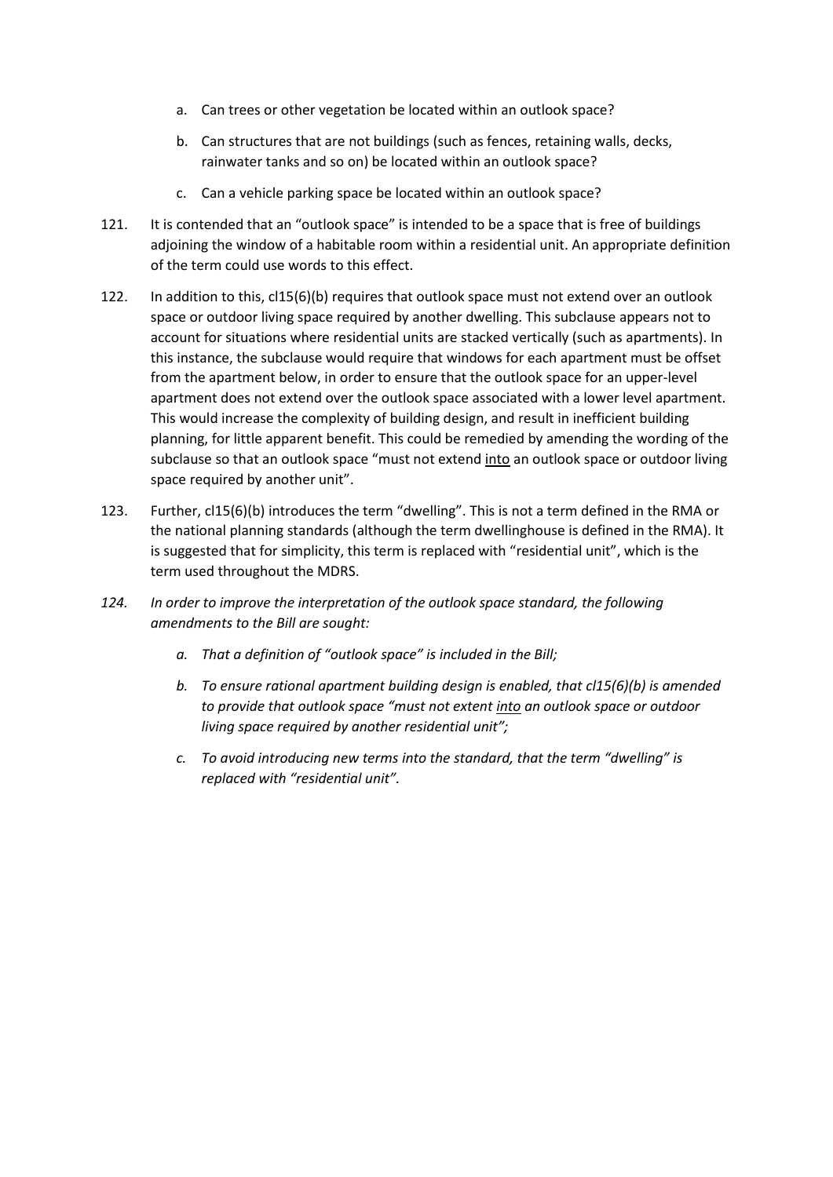a. Can trees or other vegetation be located within an outlook space?

b. Can structures that are not buildings (such as fences, retaining walls, decks, rainwater tanks and so on) be located within an outlook space?

c. Can a vehicle parking space be located within an outlook space?

121. It is contended that an "outlook space" is intended to be a space that is free of buildings adjoining the window of a habitable room within a residential unit. An appropriate definition of the term could use words to this effect.

122. In addition to this, cl15(6)(b) requires that outlook space must not extend over an outlook space or outdoor living space required by another dwelling. This subclause appears not to account for situations where residential units are stacked vertically (such as apartments). In this instance, the subclause would require that windows for each apartment must be offset from the apartment below, in order to ensure that the outlook space for an upper-level apartment does not extend over the outlook space associated with a lower level apartment. This would increase the complexity of building design, and result in inefficient building planning, for little apparent benefit. This could be remedied by amending the wording of the subclause so that an outlook space "must not extend <u>into</u> an outlook space or outdoor living space required by another unit".

123. Further, cl15(6)(b) introduces the term "dwelling". This is not a term defined in the RMA or the national planning standards (although the term dwellinghouse is defined in the RMA). It is suggested that for simplicity, this term is replaced with "residential unit", which is the term used throughout the MDRS.

*124. In order to improve the interpretation of the outlook space standard, the following amendments to the Bill are sought:*

*a. That a definition of "outlook space" is included in the Bill;*

*b. To ensure rational apartment building design is enabled, that cl15(6)(b) is amended to provide that outlook space "must not extent <u>into</u> an outlook space or outdoor living space required by another residential unit";*

*c. To avoid introducing new terms into the standard, that the term "dwelling" is replaced with "residential unit".*